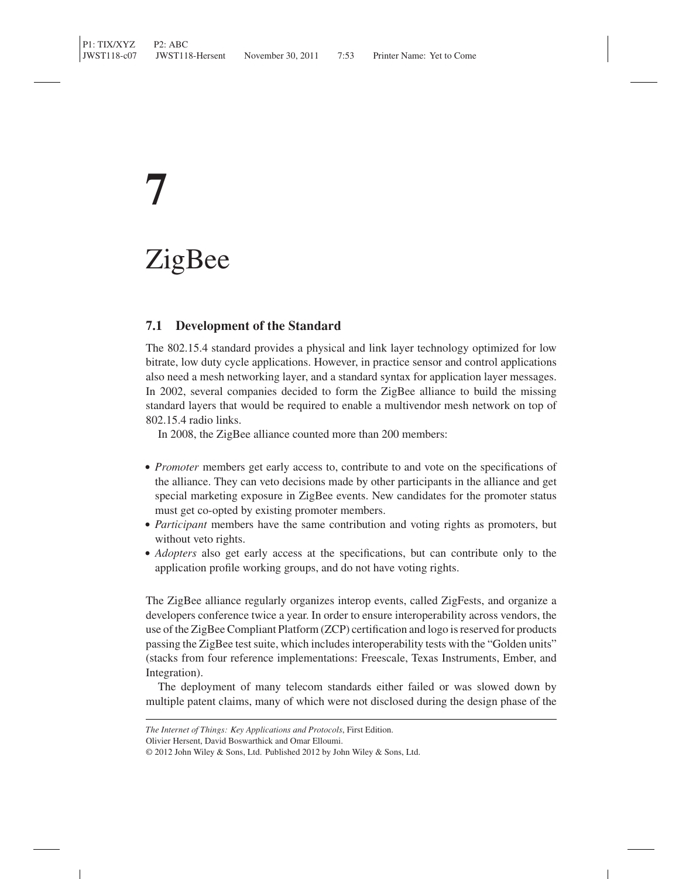# 7

# ZigBee

## 7.1 Development of the Standard

The 802.15.4 standard provides a physical and link layer technology optimized for low bitrate, low duty cycle applications. However, in practice sensor and control applications also need a mesh networking layer, and a standard syntax for application layer messages. In 2002, several companies decided to form the ZigBee alliance to build the missing standard layers that would be required to enable a multivendor mesh network on top of 802.15.4 radio links.

In 2008, the ZigBee alliance counted more than 200 members:

- *Promoter* members get early access to, contribute to and vote on the specifications of the alliance. They can veto decisions made by other participants in the alliance and get special marketing exposure in ZigBee events. New candidates for the promoter status must get co-opted by existing promoter members.
- *Participant* members have the same contribution and voting rights as promoters, but without veto rights.
- *Adopters* also get early access at the specifications, but can contribute only to the application profile working groups, and do not have voting rights.

The ZigBee alliance regularly organizes interop events, called ZigFests, and organize a developers conference twice a year. In order to ensure interoperability across vendors, the use of the ZigBee Compliant Platform (ZCP) certification and logo is reserved for products passing the ZigBee test suite, which includes interoperability tests with the "Golden units" (stacks from four reference implementations: Freescale, Texas Instruments, Ember, and Integration).

The deployment of many telecom standards either failed or was slowed down by multiple patent claims, many of which were not disclosed during the design phase of the

*The Internet of Things: Key Applications and Protocols*, First Edition.
Olivier Hersent, David Boswarthick and Omar Elloumi.
© 2012 John Wiley & Sons, Ltd. Published 2012 by John Wiley & Sons, Ltd.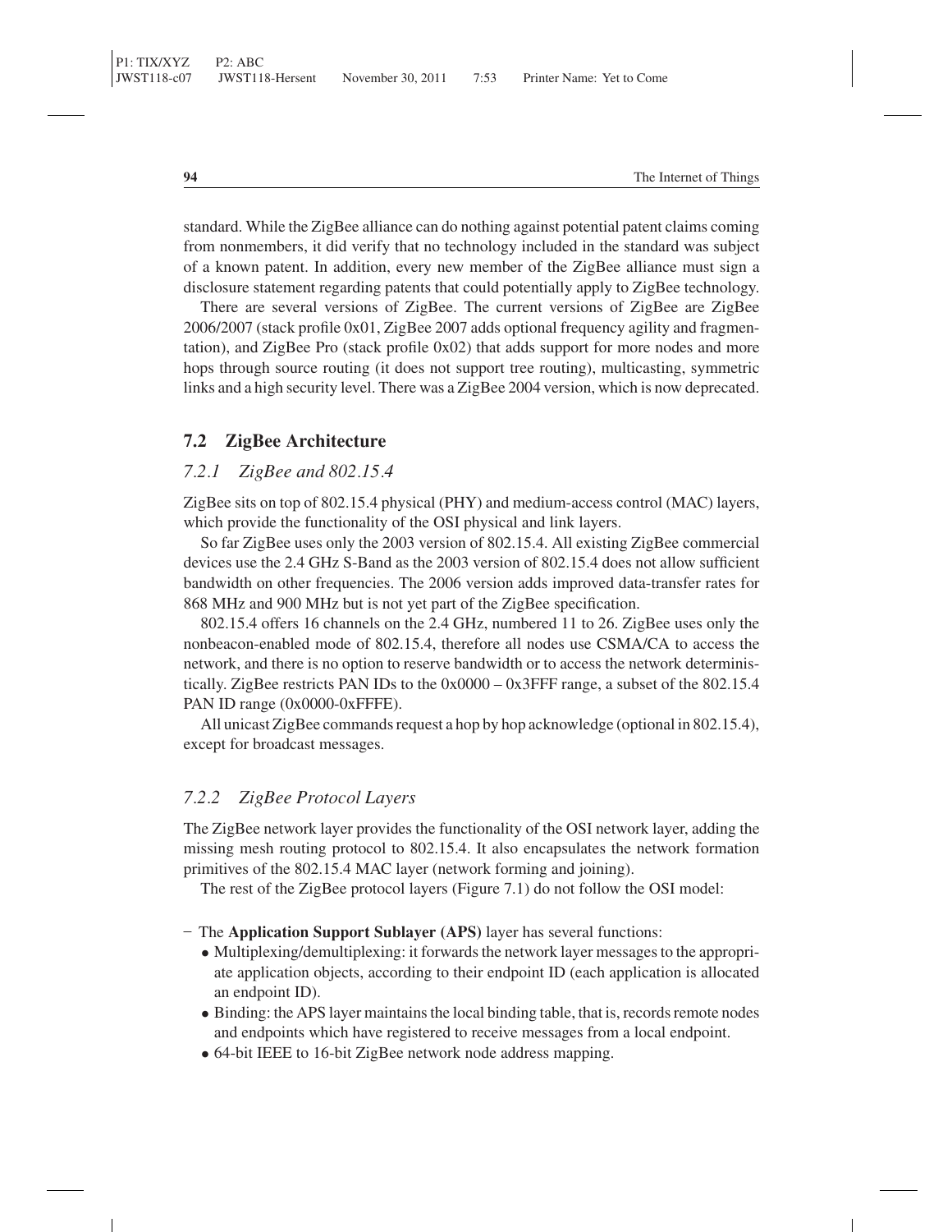standard. While the ZigBee alliance can do nothing against potential patent claims coming from nonmembers, it did verify that no technology included in the standard was subject of a known patent. In addition, every new member of the ZigBee alliance must sign a disclosure statement regarding patents that could potentially apply to ZigBee technology.

There are several versions of ZigBee. The current versions of ZigBee are ZigBee 2006/2007 (stack profile 0x01, ZigBee 2007 adds optional frequency agility and fragmentation), and ZigBee Pro (stack profile 0x02) that adds support for more nodes and more hops through source routing (it does not support tree routing), multicasting, symmetric links and a high security level. There was a ZigBee 2004 version, which is now deprecated.

## 7.2 ZigBee Architecture

### *7.2.1 ZigBee and 802.15.4*

ZigBee sits on top of 802.15.4 physical (PHY) and medium-access control (MAC) layers, which provide the functionality of the OSI physical and link layers.

So far ZigBee uses only the 2003 version of 802.15.4. All existing ZigBee commercial devices use the 2.4 GHz S-Band as the 2003 version of 802.15.4 does not allow sufficient bandwidth on other frequencies. The 2006 version adds improved data-transfer rates for 868 MHz and 900 MHz but is not yet part of the ZigBee specification.

802.15.4 offers 16 channels on the 2.4 GHz, numbered 11 to 26. ZigBee uses only the nonbeacon-enabled mode of 802.15.4, therefore all nodes use CSMA/CA to access the network, and there is no option to reserve bandwidth or to access the network deterministically. ZigBee restricts PAN IDs to the 0x0000 – 0x3FFF range, a subset of the 802.15.4 PAN ID range (0x0000-0xFFFE).

All unicast ZigBee commands request a hop by hop acknowledge (optional in 802.15.4), except for broadcast messages.

### *7.2.2 ZigBee Protocol Layers*

The ZigBee network layer provides the functionality of the OSI network layer, adding the missing mesh routing protocol to 802.15.4. It also encapsulates the network formation primitives of the 802.15.4 MAC layer (network forming and joining).

The rest of the ZigBee protocol layers (Figure 7.1) do not follow the OSI model:

- The **Application Support Sublayer (APS)** layer has several functions:
  - Multiplexing/demultiplexing: it forwards the network layer messages to the appropriate application objects, according to their endpoint ID (each application is allocated an endpoint ID).
  - Binding: the APS layer maintains the local binding table, that is, records remote nodes and endpoints which have registered to receive messages from a local endpoint.
  - 64-bit IEEE to 16-bit ZigBee network node address mapping.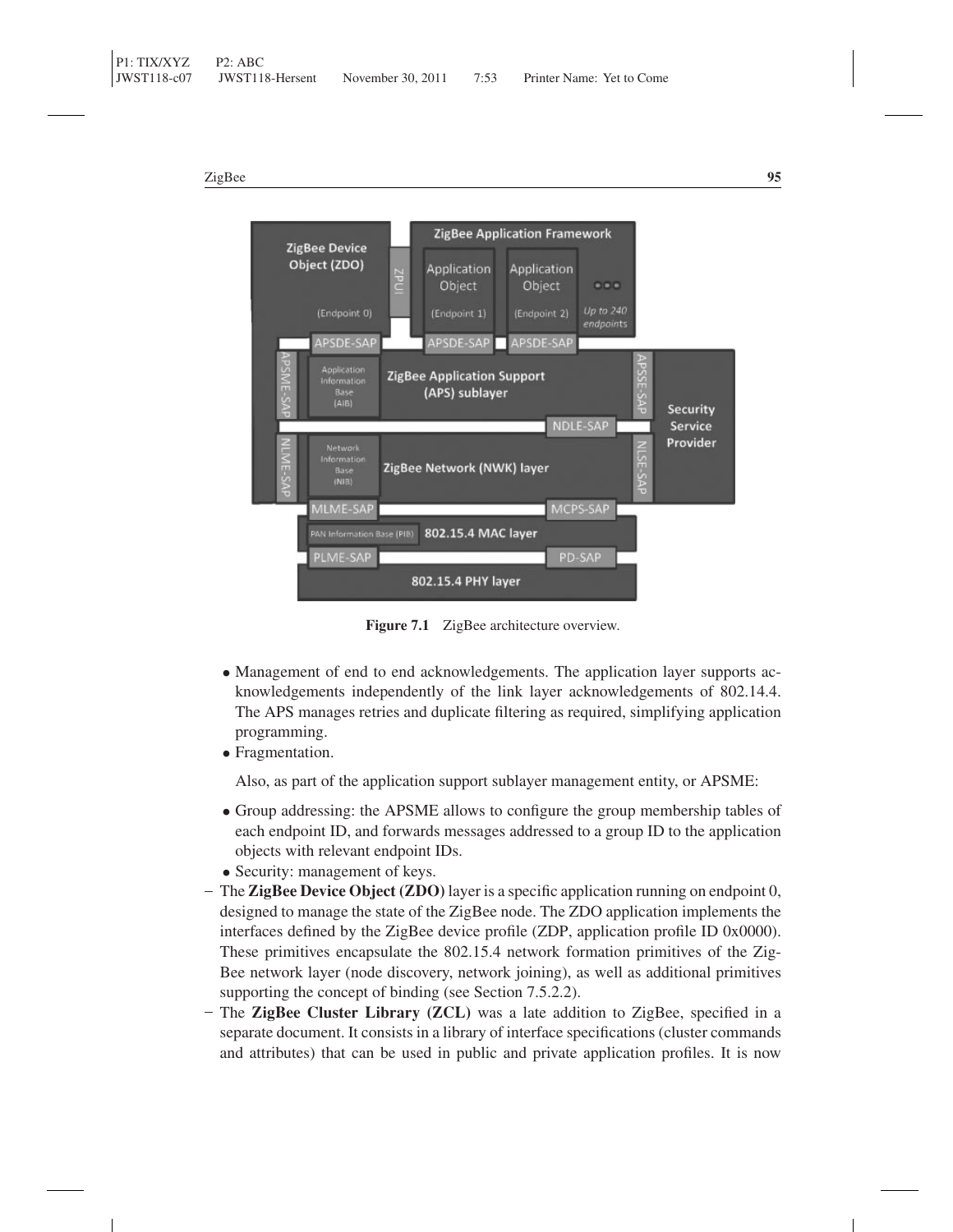Figure 7.1 ZigBee architecture overview.

- Management of end to end acknowledgements. The application layer supports acknowledgements independently of the link layer acknowledgements of 802.14.4. The APS manages retries and duplicate filtering as required, simplifying application programming.
- Fragmentation.

  Also, as part of the application support sublayer management entity, or APSME:

- Group addressing: the APSME allows to configure the group membership tables of each endpoint ID, and forwards messages addressed to a group ID to the application objects with relevant endpoint IDs.
- Security: management of keys.

– The **ZigBee Device Object (ZDO)** layer is a specific application running on endpoint 0, designed to manage the state of the ZigBee node. The ZDO application implements the interfaces defined by the ZigBee device profile (ZDP, application profile ID 0x0000). These primitives encapsulate the 802.15.4 network formation primitives of the ZigBee network layer (node discovery, network joining), as well as additional primitives supporting the concept of binding (see Section 7.5.2.2).

– The **ZigBee Cluster Library (ZCL)** was a late addition to ZigBee, specified in a separate document. It consists in a library of interface specifications (cluster commands and attributes) that can be used in public and private application profiles. It is now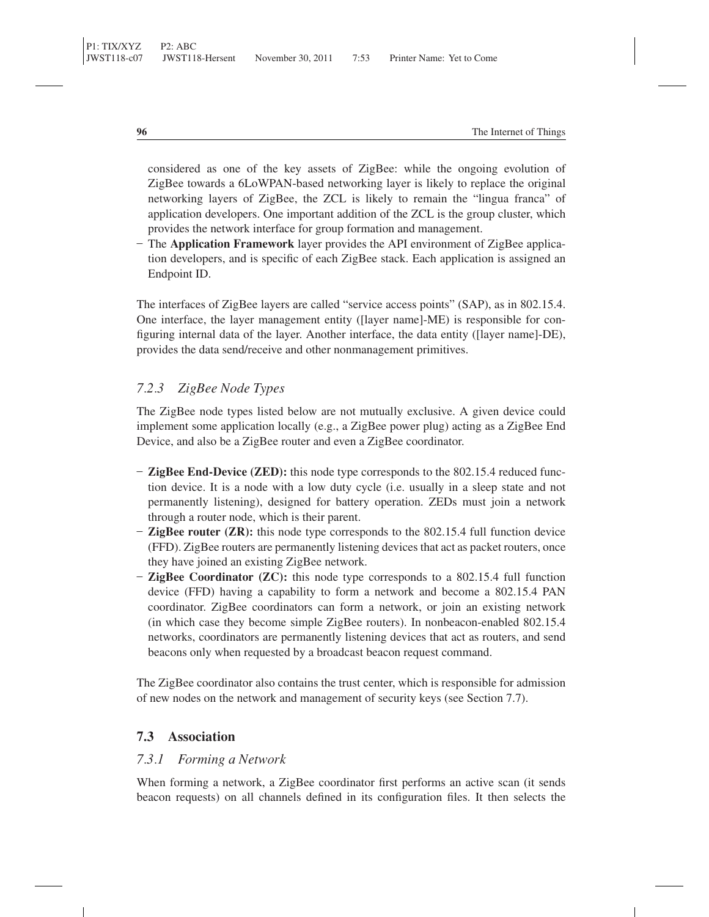considered as one of the key assets of ZigBee: while the ongoing evolution of ZigBee towards a 6LoWPAN-based networking layer is likely to replace the original networking layers of ZigBee, the ZCL is likely to remain the "lingua franca" of application developers. One important addition of the ZCL is the group cluster, which provides the network interface for group formation and management.

- The **Application Framework** layer provides the API environment of ZigBee application developers, and is specific of each ZigBee stack. Each application is assigned an Endpoint ID.

The interfaces of ZigBee layers are called "service access points" (SAP), as in 802.15.4. One interface, the layer management entity ([layer name]-ME) is responsible for configuring internal data of the layer. Another interface, the data entity ([layer name]-DE), provides the data send/receive and other nonmanagement primitives.

### *7.2.3 ZigBee Node Types*

The ZigBee node types listed below are not mutually exclusive. A given device could implement some application locally (e.g., a ZigBee power plug) acting as a ZigBee End Device, and also be a ZigBee router and even a ZigBee coordinator.

- **ZigBee End-Device (ZED):** this node type corresponds to the 802.15.4 reduced function device. It is a node with a low duty cycle (i.e. usually in a sleep state and not permanently listening), designed for battery operation. ZEDs must join a network through a router node, which is their parent.
- **ZigBee router (ZR):** this node type corresponds to the 802.15.4 full function device (FFD). ZigBee routers are permanently listening devices that act as packet routers, once they have joined an existing ZigBee network.
- **ZigBee Coordinator (ZC):** this node type corresponds to a 802.15.4 full function device (FFD) having a capability to form a network and become a 802.15.4 PAN coordinator. ZigBee coordinators can form a network, or join an existing network (in which case they become simple ZigBee routers). In nonbeacon-enabled 802.15.4 networks, coordinators are permanently listening devices that act as routers, and send beacons only when requested by a broadcast beacon request command.

The ZigBee coordinator also contains the trust center, which is responsible for admission of new nodes on the network and management of security keys (see Section 7.7).

## 7.3 Association

### *7.3.1 Forming a Network*

When forming a network, a ZigBee coordinator first performs an active scan (it sends beacon requests) on all channels defined in its configuration files. It then selects the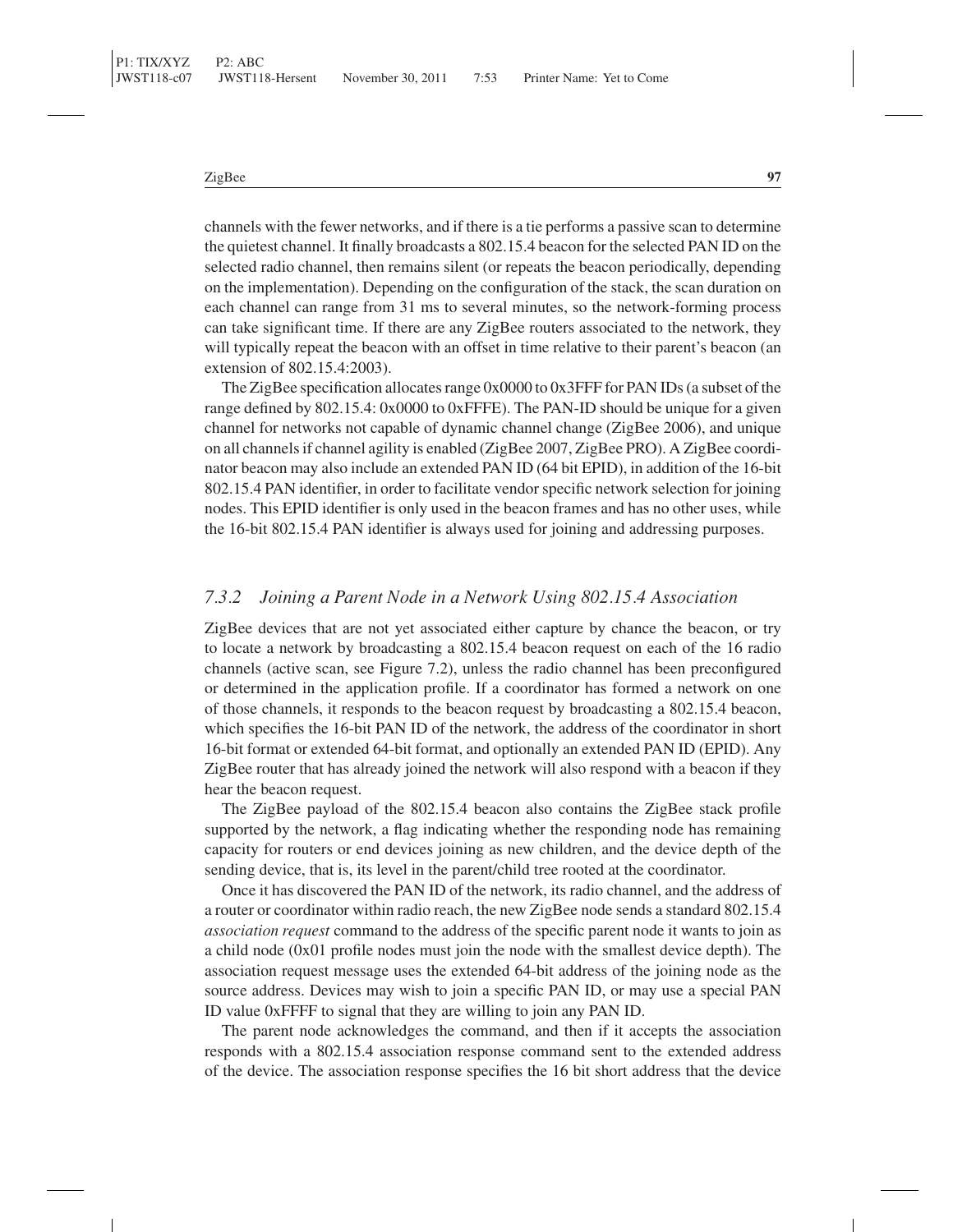channels with the fewer networks, and if there is a tie performs a passive scan to determine the quietest channel. It finally broadcasts a 802.15.4 beacon for the selected PAN ID on the selected radio channel, then remains silent (or repeats the beacon periodically, depending on the implementation). Depending on the configuration of the stack, the scan duration on each channel can range from 31 ms to several minutes, so the network-forming process can take significant time. If there are any ZigBee routers associated to the network, they will typically repeat the beacon with an offset in time relative to their parent's beacon (an extension of 802.15.4:2003).

The ZigBee specification allocates range 0x0000 to 0x3FFF for PAN IDs (a subset of the range defined by 802.15.4: 0x0000 to 0xFFFE). The PAN-ID should be unique for a given channel for networks not capable of dynamic channel change (ZigBee 2006), and unique on all channels if channel agility is enabled (ZigBee 2007, ZigBee PRO). A ZigBee coordinator beacon may also include an extended PAN ID (64 bit EPID), in addition of the 16-bit 802.15.4 PAN identifier, in order to facilitate vendor specific network selection for joining nodes. This EPID identifier is only used in the beacon frames and has no other uses, while the 16-bit 802.15.4 PAN identifier is always used for joining and addressing purposes.

### *7.3.2 Joining a Parent Node in a Network Using 802.15.4 Association*

ZigBee devices that are not yet associated either capture by chance the beacon, or try to locate a network by broadcasting a 802.15.4 beacon request on each of the 16 radio channels (active scan, see Figure 7.2), unless the radio channel has been preconfigured or determined in the application profile. If a coordinator has formed a network on one of those channels, it responds to the beacon request by broadcasting a 802.15.4 beacon, which specifies the 16-bit PAN ID of the network, the address of the coordinator in short 16-bit format or extended 64-bit format, and optionally an extended PAN ID (EPID). Any ZigBee router that has already joined the network will also respond with a beacon if they hear the beacon request.

The ZigBee payload of the 802.15.4 beacon also contains the ZigBee stack profile supported by the network, a flag indicating whether the responding node has remaining capacity for routers or end devices joining as new children, and the device depth of the sending device, that is, its level in the parent/child tree rooted at the coordinator.

Once it has discovered the PAN ID of the network, its radio channel, and the address of a router or coordinator within radio reach, the new ZigBee node sends a standard 802.15.4 *association request* command to the address of the specific parent node it wants to join as a child node (0x01 profile nodes must join the node with the smallest device depth). The association request message uses the extended 64-bit address of the joining node as the source address. Devices may wish to join a specific PAN ID, or may use a special PAN ID value 0xFFFF to signal that they are willing to join any PAN ID.

The parent node acknowledges the command, and then if it accepts the association responds with a 802.15.4 association response command sent to the extended address of the device. The association response specifies the 16 bit short address that the device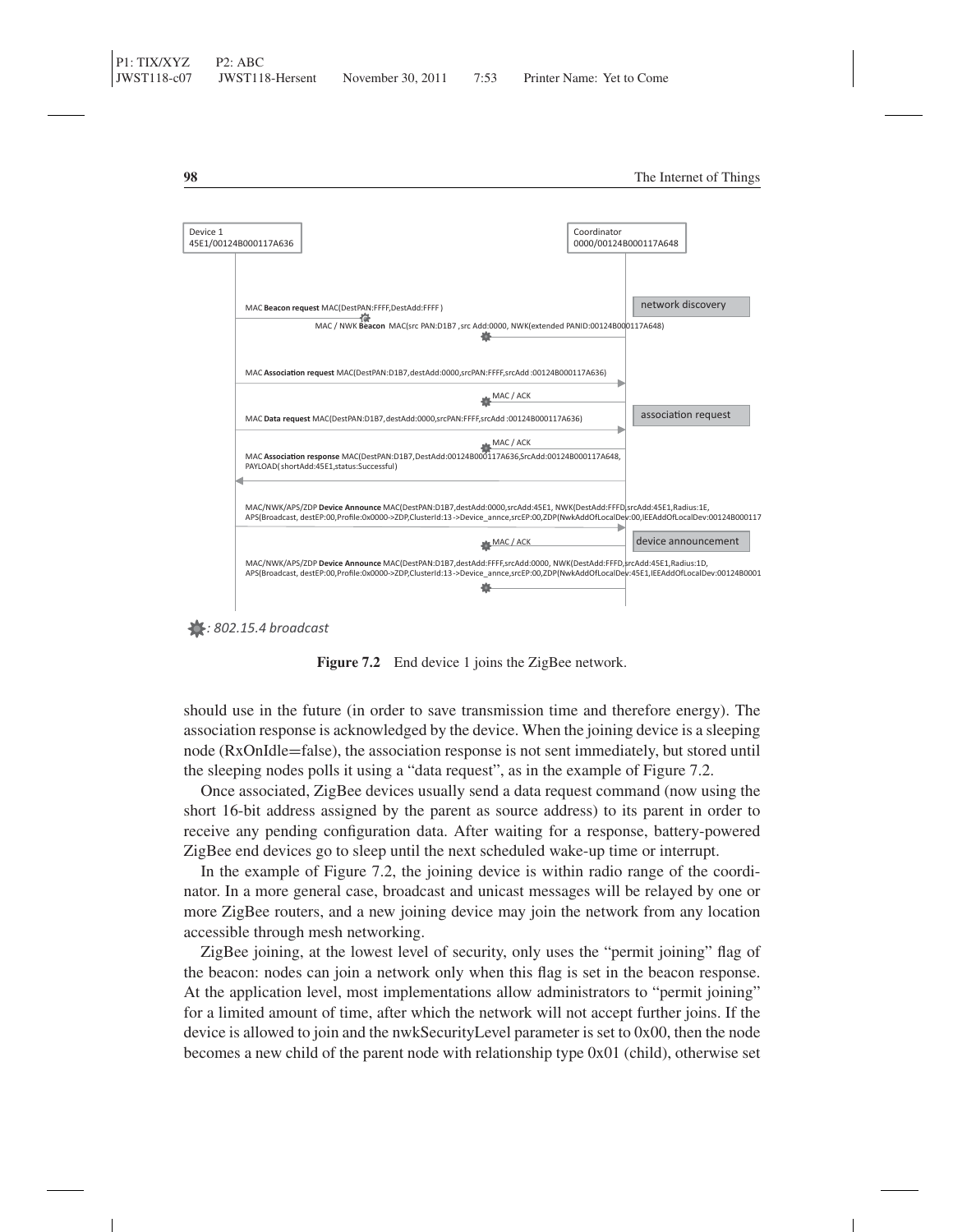Figure 7.2 End device 1 joins the ZigBee network.

should use in the future (in order to save transmission time and therefore energy). The association response is acknowledged by the device. When the joining device is a sleeping node (RxOnIdle=false), the association response is not sent immediately, but stored until the sleeping nodes polls it using a "data request", as in the example of Figure 7.2.

Once associated, ZigBee devices usually send a data request command (now using the short 16-bit address assigned by the parent as source address) to its parent in order to receive any pending configuration data. After waiting for a response, battery-powered ZigBee end devices go to sleep until the next scheduled wake-up time or interrupt.

In the example of Figure 7.2, the joining device is within radio range of the coordinator. In a more general case, broadcast and unicast messages will be relayed by one or more ZigBee routers, and a new joining device may join the network from any location accessible through mesh networking.

ZigBee joining, at the lowest level of security, only uses the "permit joining" flag of the beacon: nodes can join a network only when this flag is set in the beacon response. At the application level, most implementations allow administrators to "permit joining" for a limited amount of time, after which the network will not accept further joins. If the device is allowed to join and the nwkSecurityLevel parameter is set to 0x00, then the node becomes a new child of the parent node with relationship type 0x01 (child), otherwise set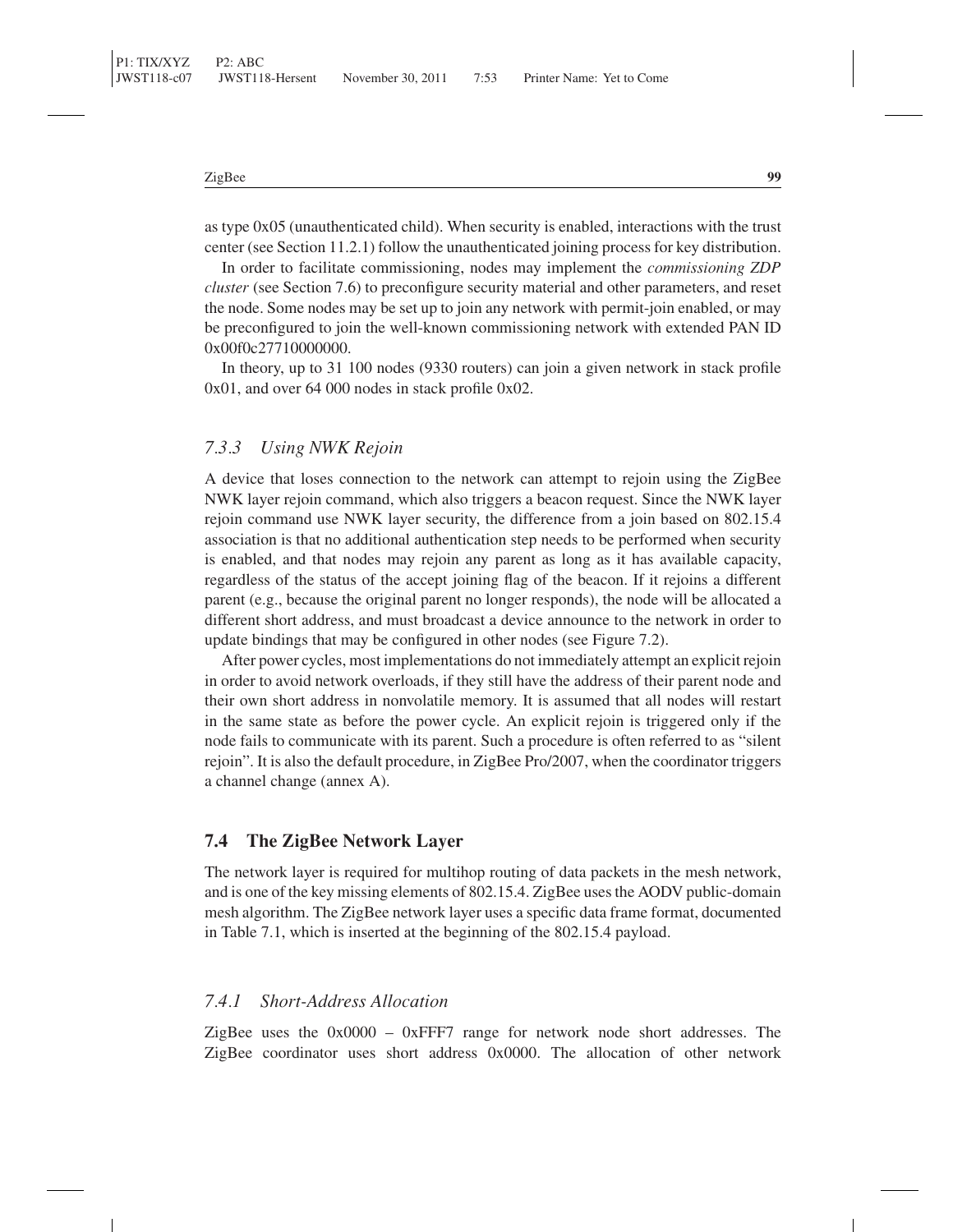as type 0x05 (unauthenticated child). When security is enabled, interactions with the trust center (see Section 11.2.1) follow the unauthenticated joining process for key distribution.

In order to facilitate commissioning, nodes may implement the *commissioning ZDP cluster* (see Section 7.6) to preconfigure security material and other parameters, and reset the node. Some nodes may be set up to join any network with permit-join enabled, or may be preconfigured to join the well-known commissioning network with extended PAN ID 0x00f0c27710000000.

In theory, up to 31 100 nodes (9330 routers) can join a given network in stack profile 0x01, and over 64 000 nodes in stack profile 0x02.

### *7.3.3 Using NWK Rejoin*

A device that loses connection to the network can attempt to rejoin using the ZigBee NWK layer rejoin command, which also triggers a beacon request. Since the NWK layer rejoin command use NWK layer security, the difference from a join based on 802.15.4 association is that no additional authentication step needs to be performed when security is enabled, and that nodes may rejoin any parent as long as it has available capacity, regardless of the status of the accept joining flag of the beacon. If it rejoins a different parent (e.g., because the original parent no longer responds), the node will be allocated a different short address, and must broadcast a device announce to the network in order to update bindings that may be configured in other nodes (see Figure 7.2).

After power cycles, most implementations do not immediately attempt an explicit rejoin in order to avoid network overloads, if they still have the address of their parent node and their own short address in nonvolatile memory. It is assumed that all nodes will restart in the same state as before the power cycle. An explicit rejoin is triggered only if the node fails to communicate with its parent. Such a procedure is often referred to as "silent rejoin". It is also the default procedure, in ZigBee Pro/2007, when the coordinator triggers a channel change (annex A).

## 7.4 The ZigBee Network Layer

The network layer is required for multihop routing of data packets in the mesh network, and is one of the key missing elements of 802.15.4. ZigBee uses the AODV public-domain mesh algorithm. The ZigBee network layer uses a specific data frame format, documented in Table 7.1, which is inserted at the beginning of the 802.15.4 payload.

### *7.4.1 Short-Address Allocation*

ZigBee uses the 0x0000 – 0xFFF7 range for network node short addresses. The ZigBee coordinator uses short address 0x0000. The allocation of other network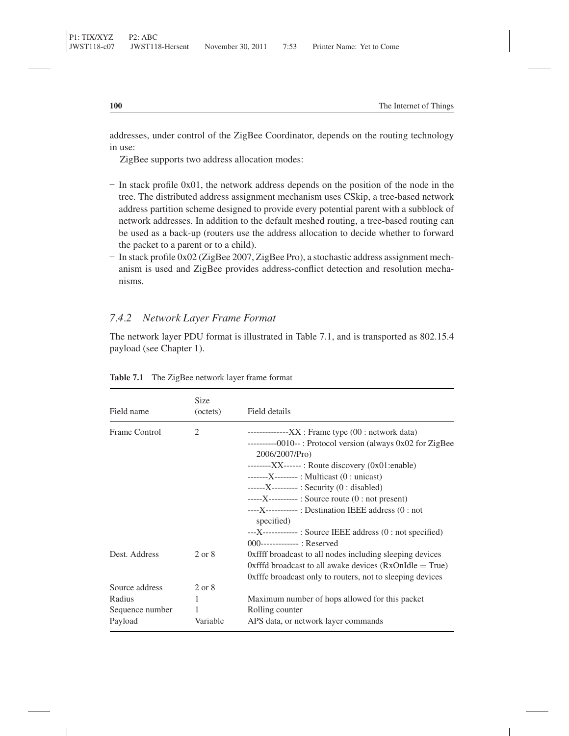addresses, under control of the ZigBee Coordinator, depends on the routing technology in use:

ZigBee supports two address allocation modes:

- In stack profile 0x01, the network address depends on the position of the node in the tree. The distributed address assignment mechanism uses CSkip, a tree-based network address partition scheme designed to provide every potential parent with a subblock of network addresses. In addition to the default meshed routing, a tree-based routing can be used as a back-up (routers use the address allocation to decide whether to forward the packet to a parent or to a child).
- In stack profile 0x02 (ZigBee 2007, ZigBee Pro), a stochastic address assignment mechanism is used and ZigBee provides address-conflict detection and resolution mechanisms.

### *7.4.2 Network Layer Frame Format*

The network layer PDU format is illustrated in Table 7.1, and is transported as 802.15.4 payload (see Chapter 1).

**Table 7.1** The ZigBee network layer frame format

| Field name | Size (octets) | Field details |
|---|---|---|
| Frame Control | 2 | --------------XX : Frame type (00 : network data)<br>----------0010-- : Protocol version (always 0x02 for ZigBee 2006/2007/Pro)<br>--------XX------ : Route discovery (0x01:enable)<br>-------X-------- : Multicast (0 : unicast)<br>------X--------- : Security (0 : disabled)<br>-----X---------- : Source route (0 : not present)<br>----X----------- : Destination IEEE address (0 : not specified)<br>---X------------ : Source IEEE address (0 : not specified)<br>000------------- : Reserved |
| Dest. Address | 2 or 8 | 0xffff broadcast to all nodes including sleeping devices<br>0xfffd broadcast to all awake devices (RxOnIdle = True)<br>0xfffc broadcast only to routers, not to sleeping devices |
| Source address | 2 or 8 | |
| Radius | 1 | Maximum number of hops allowed for this packet |
| Sequence number | 1 | Rolling counter |
| Payload | Variable | APS data, or network layer commands |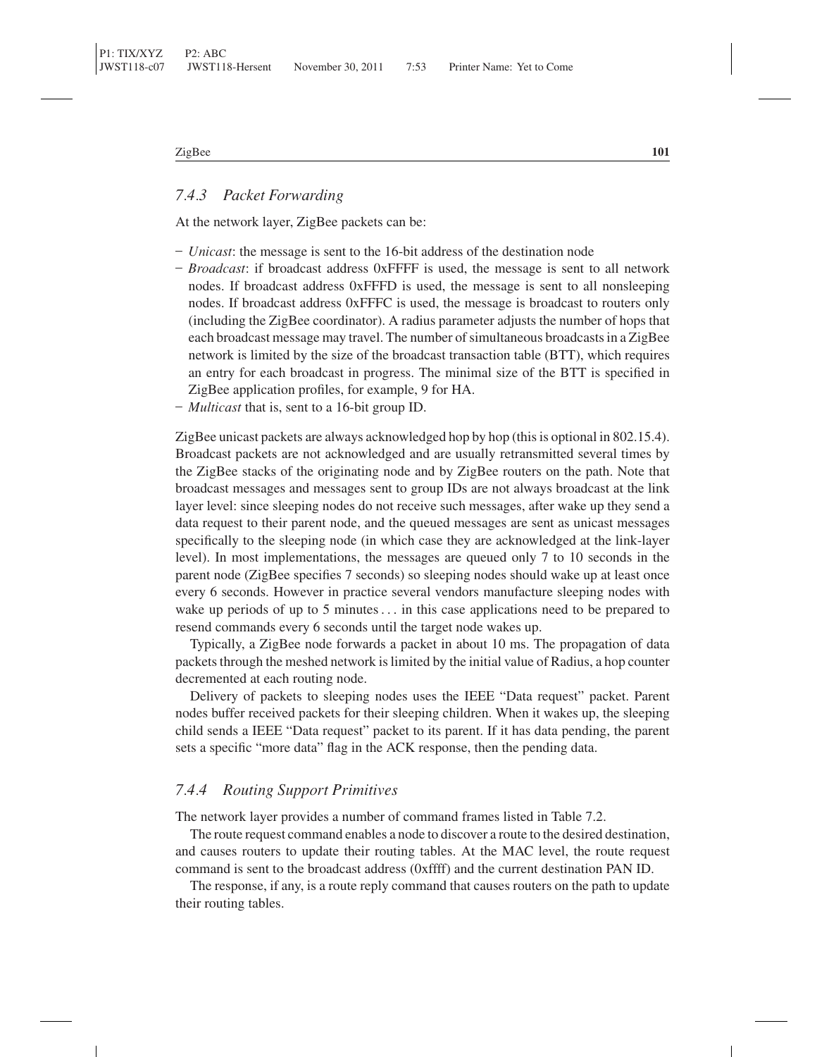### *7.4.3 Packet Forwarding*

At the network layer, ZigBee packets can be:

- *Unicast*: the message is sent to the 16-bit address of the destination node
- *Broadcast*: if broadcast address 0xFFFF is used, the message is sent to all network nodes. If broadcast address 0xFFFD is used, the message is sent to all nonsleeping nodes. If broadcast address 0xFFFC is used, the message is broadcast to routers only (including the ZigBee coordinator). A radius parameter adjusts the number of hops that each broadcast message may travel. The number of simultaneous broadcasts in a ZigBee network is limited by the size of the broadcast transaction table (BTT), which requires an entry for each broadcast in progress. The minimal size of the BTT is specified in ZigBee application profiles, for example, 9 for HA.
- *Multicast* that is, sent to a 16-bit group ID.

ZigBee unicast packets are always acknowledged hop by hop (this is optional in 802.15.4). Broadcast packets are not acknowledged and are usually retransmitted several times by the ZigBee stacks of the originating node and by ZigBee routers on the path. Note that broadcast messages and messages sent to group IDs are not always broadcast at the link layer level: since sleeping nodes do not receive such messages, after wake up they send a data request to their parent node, and the queued messages are sent as unicast messages specifically to the sleeping node (in which case they are acknowledged at the link-layer level). In most implementations, the messages are queued only 7 to 10 seconds in the parent node (ZigBee specifies 7 seconds) so sleeping nodes should wake up at least once every 6 seconds. However in practice several vendors manufacture sleeping nodes with wake up periods of up to 5 minutes . . . in this case applications need to be prepared to resend commands every 6 seconds until the target node wakes up.

Typically, a ZigBee node forwards a packet in about 10 ms. The propagation of data packets through the meshed network is limited by the initial value of Radius, a hop counter decremented at each routing node.

Delivery of packets to sleeping nodes uses the IEEE "Data request" packet. Parent nodes buffer received packets for their sleeping children. When it wakes up, the sleeping child sends a IEEE "Data request" packet to its parent. If it has data pending, the parent sets a specific "more data" flag in the ACK response, then the pending data.

### *7.4.4 Routing Support Primitives*

The network layer provides a number of command frames listed in Table 7.2.

The route request command enables a node to discover a route to the desired destination, and causes routers to update their routing tables. At the MAC level, the route request command is sent to the broadcast address (0xffff) and the current destination PAN ID.

The response, if any, is a route reply command that causes routers on the path to update their routing tables.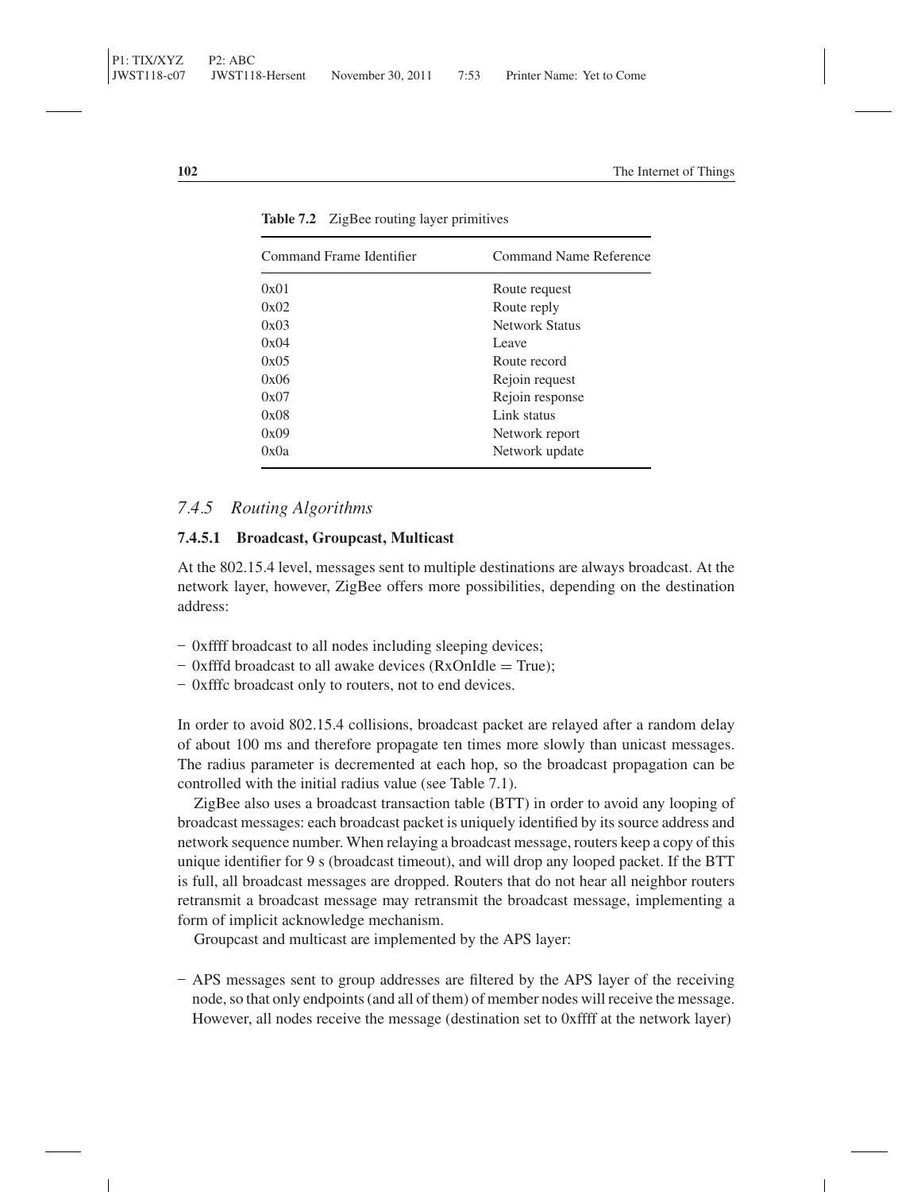**Table 7.2** ZigBee routing layer primitives

| Command Frame Identifier | Command Name Reference |
|---|---|
| 0x01 | Route request |
| 0x02 | Route reply |
| 0x03 | Network Status |
| 0x04 | Leave |
| 0x05 | Route record |
| 0x06 | Rejoin request |
| 0x07 | Rejoin response |
| 0x08 | Link status |
| 0x09 | Network report |
| 0x0a | Network update |

### *7.4.5 Routing Algorithms*

#### 7.4.5.1 Broadcast, Groupcast, Multicast

At the 802.15.4 level, messages sent to multiple destinations are always broadcast. At the network layer, however, ZigBee offers more possibilities, depending on the destination address:

- 0xffff broadcast to all nodes including sleeping devices;
- 0xfffd broadcast to all awake devices (RxOnIdle = True);
- 0xfffc broadcast only to routers, not to end devices.

In order to avoid 802.15.4 collisions, broadcast packet are relayed after a random delay of about 100 ms and therefore propagate ten times more slowly than unicast messages. The radius parameter is decremented at each hop, so the broadcast propagation can be controlled with the initial radius value (see Table 7.1).

ZigBee also uses a broadcast transaction table (BTT) in order to avoid any looping of broadcast messages: each broadcast packet is uniquely identified by its source address and network sequence number. When relaying a broadcast message, routers keep a copy of this unique identifier for 9 s (broadcast timeout), and will drop any looped packet. If the BTT is full, all broadcast messages are dropped. Routers that do not hear all neighbor routers retransmit a broadcast message may retransmit the broadcast message, implementing a form of implicit acknowledge mechanism.

Groupcast and multicast are implemented by the APS layer:

- APS messages sent to group addresses are filtered by the APS layer of the receiving node, so that only endpoints (and all of them) of member nodes will receive the message. However, all nodes receive the message (destination set to 0xffff at the network layer)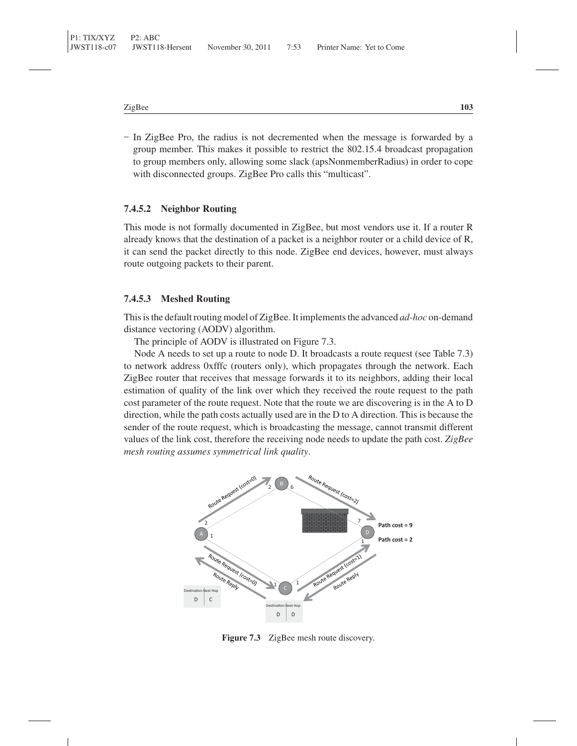– In ZigBee Pro, the radius is not decremented when the message is forwarded by a group member. This makes it possible to restrict the 802.15.4 broadcast propagation to group members only, allowing some slack (apsNonmemberRadius) in order to cope with disconnected groups. ZigBee Pro calls this "multicast".

#### 7.4.5.2 Neighbor Routing

This mode is not formally documented in ZigBee, but most vendors use it. If a router R already knows that the destination of a packet is a neighbor router or a child device of R, it can send the packet directly to this node. ZigBee end devices, however, must always route outgoing packets to their parent.

#### 7.4.5.3 Meshed Routing

This is the default routing model of ZigBee. It implements the advanced *ad-hoc* on-demand distance vectoring (AODV) algorithm.

The principle of AODV is illustrated on Figure 7.3.

Node A needs to set up a route to node D. It broadcasts a route request (see Table 7.3) to network address 0xfffc (routers only), which propagates through the network. Each ZigBee router that receives that message forwards it to its neighbors, adding their local estimation of quality of the link over which they received the route request to the path cost parameter of the route request. Note that the route we are discovering is in the A to D direction, while the path costs actually used are in the D to A direction. This is because the sender of the route request, which is broadcasting the message, cannot transmit different values of the link cost, therefore the receiving node needs to update the path cost. *ZigBee mesh routing assumes symmetrical link quality*.

**Figure 7.3** ZigBee mesh route discovery.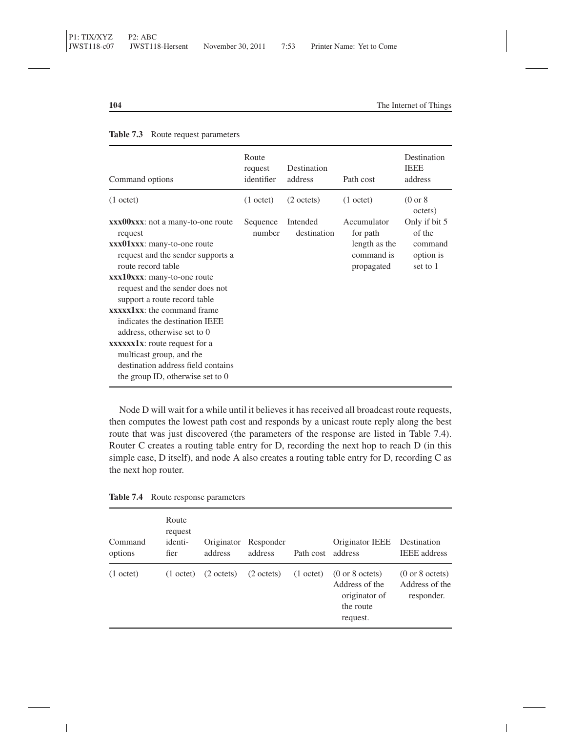**Table 7.3** Route request parameters

| Command options | Route request identifier | Destination address | Path cost | Destination IEEE address |
|---|---|---|---|---|
| (1 octet) | (1 octet) | (2 octets) | (1 octet) | (0 or 8 octets) |
| **xxx00xxx**: not a many-to-one route request<br>**xxx01xxx**: many-to-one route request and the sender supports a route record table<br>**xxx10xxx**: many-to-one route request and the sender does not support a route record table<br>**xxxxx1xx**: the command frame indicates the destination IEEE address, otherwise set to 0<br>**xxxxxx1x**: route request for a multicast group, and the destination address field contains the group ID, otherwise set to 0 | Sequence number | Intended destination | Accumulator for path length as the command is propagated | Only if bit 5 of the command option is set to 1 |

Node D will wait for a while until it believes it has received all broadcast route requests, then computes the lowest path cost and responds by a unicast route reply along the best route that was just discovered (the parameters of the response are listed in Table 7.4). Router C creates a routing table entry for D, recording the next hop to reach D (in this simple case, D itself), and node A also creates a routing table entry for D, recording C as the next hop router.

**Table 7.4** Route response parameters

| Command options | Route request identifier | Originator address | Responder address | Path cost | Originator IEEE address | Destination IEEE address |
|---|---|---|---|---|---|---|
| (1 octet) | (1 octet) | (2 octets) | (2 octets) | (1 octet) | (0 or 8 octets) Address of the originator of the route request. | (0 or 8 octets) Address of the responder. |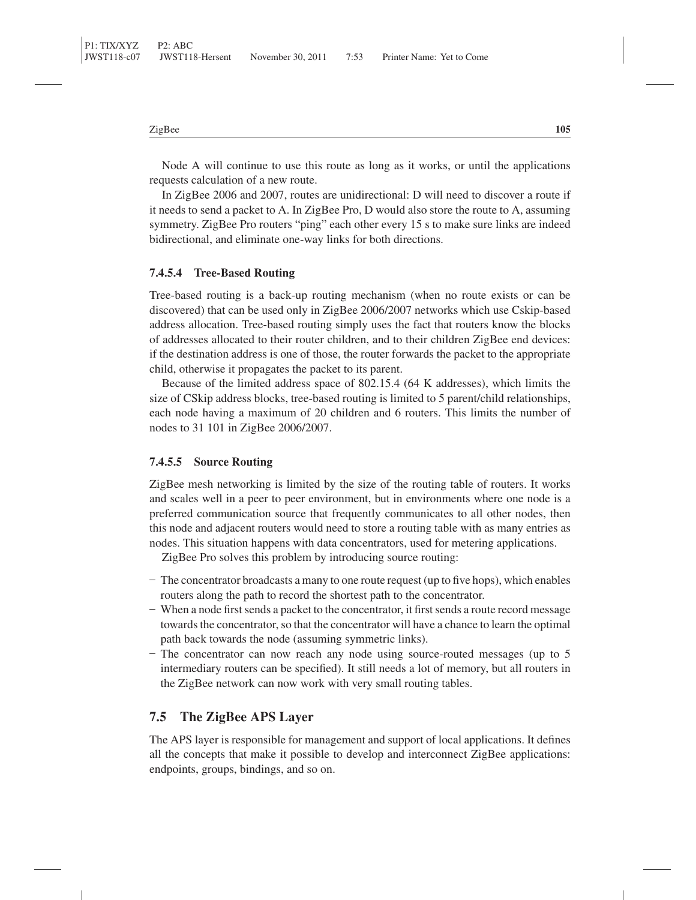Node A will continue to use this route as long as it works, or until the applications requests calculation of a new route.

In ZigBee 2006 and 2007, routes are unidirectional: D will need to discover a route if it needs to send a packet to A. In ZigBee Pro, D would also store the route to A, assuming symmetry. ZigBee Pro routers "ping" each other every 15 s to make sure links are indeed bidirectional, and eliminate one-way links for both directions.

#### 7.4.5.4 Tree-Based Routing

Tree-based routing is a back-up routing mechanism (when no route exists or can be discovered) that can be used only in ZigBee 2006/2007 networks which use Cskip-based address allocation. Tree-based routing simply uses the fact that routers know the blocks of addresses allocated to their router children, and to their children ZigBee end devices: if the destination address is one of those, the router forwards the packet to the appropriate child, otherwise it propagates the packet to its parent.

Because of the limited address space of 802.15.4 (64 K addresses), which limits the size of CSkip address blocks, tree-based routing is limited to 5 parent/child relationships, each node having a maximum of 20 children and 6 routers. This limits the number of nodes to 31 101 in ZigBee 2006/2007.

#### 7.4.5.5 Source Routing

ZigBee mesh networking is limited by the size of the routing table of routers. It works and scales well in a peer to peer environment, but in environments where one node is a preferred communication source that frequently communicates to all other nodes, then this node and adjacent routers would need to store a routing table with as many entries as nodes. This situation happens with data concentrators, used for metering applications.

ZigBee Pro solves this problem by introducing source routing:

- The concentrator broadcasts a many to one route request (up to five hops), which enables routers along the path to record the shortest path to the concentrator.
- When a node first sends a packet to the concentrator, it first sends a route record message towards the concentrator, so that the concentrator will have a chance to learn the optimal path back towards the node (assuming symmetric links).
- The concentrator can now reach any node using source-routed messages (up to 5 intermediary routers can be specified). It still needs a lot of memory, but all routers in the ZigBee network can now work with very small routing tables.

## 7.5 The ZigBee APS Layer

The APS layer is responsible for management and support of local applications. It defines all the concepts that make it possible to develop and interconnect ZigBee applications: endpoints, groups, bindings, and so on.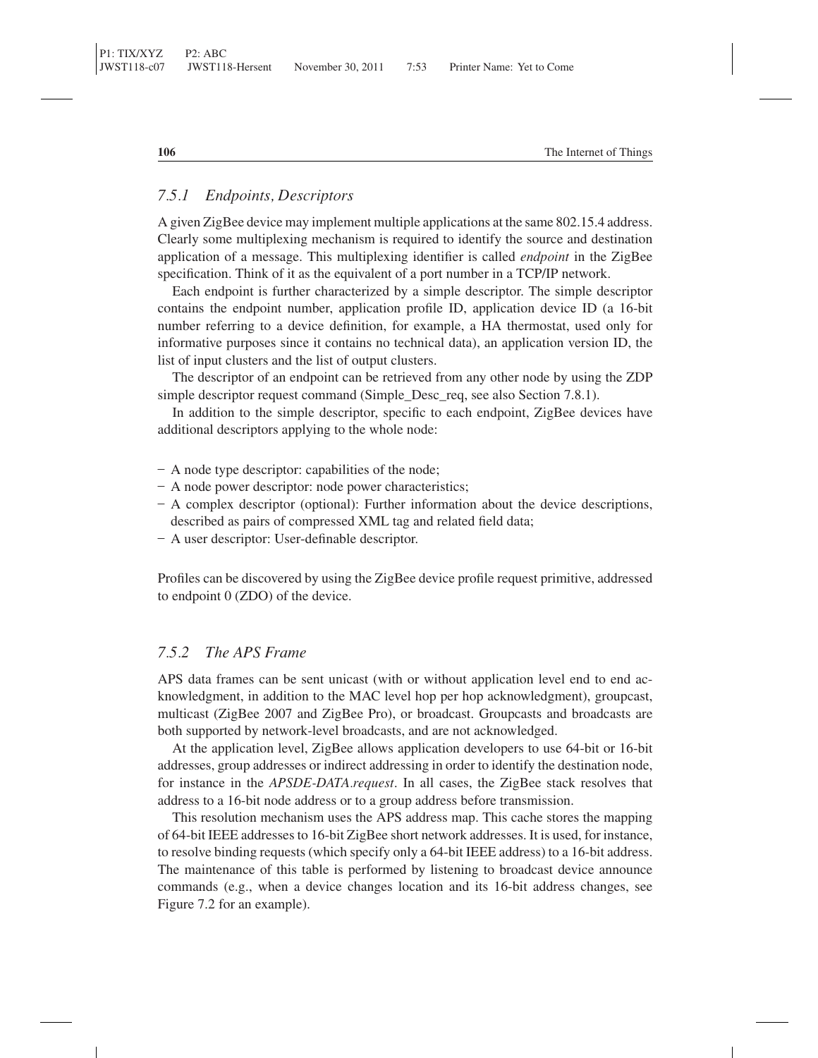### *7.5.1 Endpoints, Descriptors*

A given ZigBee device may implement multiple applications at the same 802.15.4 address. Clearly some multiplexing mechanism is required to identify the source and destination application of a message. This multiplexing identifier is called *endpoint* in the ZigBee specification. Think of it as the equivalent of a port number in a TCP/IP network.

Each endpoint is further characterized by a simple descriptor. The simple descriptor contains the endpoint number, application profile ID, application device ID (a 16-bit number referring to a device definition, for example, a HA thermostat, used only for informative purposes since it contains no technical data), an application version ID, the list of input clusters and the list of output clusters.

The descriptor of an endpoint can be retrieved from any other node by using the ZDP simple descriptor request command (Simple_Desc_req, see also Section 7.8.1).

In addition to the simple descriptor, specific to each endpoint, ZigBee devices have additional descriptors applying to the whole node:

- A node type descriptor: capabilities of the node;
- A node power descriptor: node power characteristics;
- A complex descriptor (optional): Further information about the device descriptions, described as pairs of compressed XML tag and related field data;
- A user descriptor: User-definable descriptor.

Profiles can be discovered by using the ZigBee device profile request primitive, addressed to endpoint 0 (ZDO) of the device.

### *7.5.2 The APS Frame*

APS data frames can be sent unicast (with or without application level end to end acknowledgment, in addition to the MAC level hop per hop acknowledgment), groupcast, multicast (ZigBee 2007 and ZigBee Pro), or broadcast. Groupcasts and broadcasts are both supported by network-level broadcasts, and are not acknowledged.

At the application level, ZigBee allows application developers to use 64-bit or 16-bit addresses, group addresses or indirect addressing in order to identify the destination node, for instance in the *APSDE-DATA.request*. In all cases, the ZigBee stack resolves that address to a 16-bit node address or to a group address before transmission.

This resolution mechanism uses the APS address map. This cache stores the mapping of 64-bit IEEE addresses to 16-bit ZigBee short network addresses. It is used, for instance, to resolve binding requests (which specify only a 64-bit IEEE address) to a 16-bit address. The maintenance of this table is performed by listening to broadcast device announce commands (e.g., when a device changes location and its 16-bit address changes, see Figure 7.2 for an example).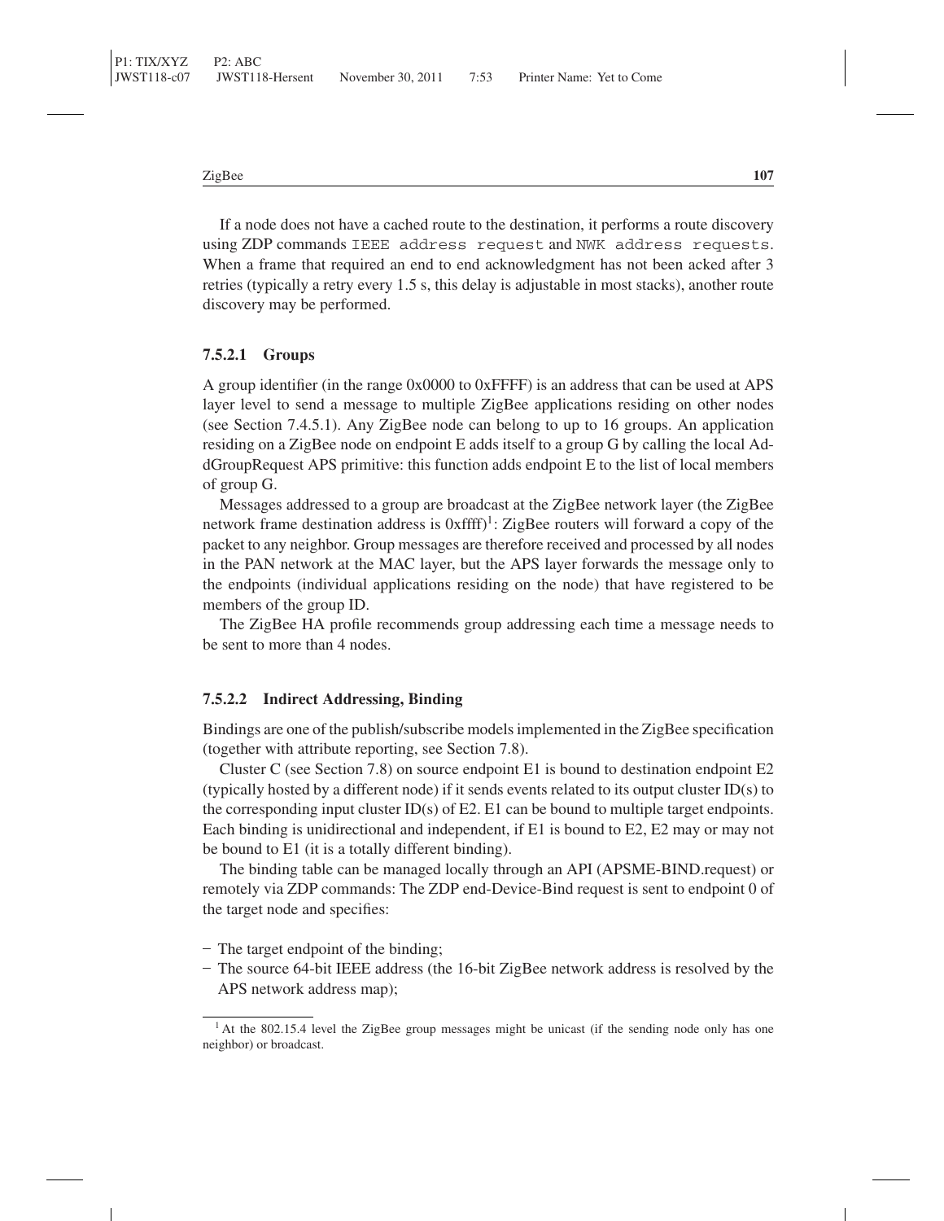If a node does not have a cached route to the destination, it performs a route discovery using ZDP commands `IEEE address request` and `NWK address requests`. When a frame that required an end to end acknowledgment has not been acked after 3 retries (typically a retry every 1.5 s, this delay is adjustable in most stacks), another route discovery may be performed.

#### 7.5.2.1 Groups

A group identifier (in the range 0x0000 to 0xFFFF) is an address that can be used at APS layer level to send a message to multiple ZigBee applications residing on other nodes (see Section 7.4.5.1). Any ZigBee node can belong to up to 16 groups. An application residing on a ZigBee node on endpoint E adds itself to a group G by calling the local AddGroupRequest APS primitive: this function adds endpoint E to the list of local members of group G.

Messages addressed to a group are broadcast at the ZigBee network layer (the ZigBee network frame destination address is 0xffff)[1]: ZigBee routers will forward a copy of the packet to any neighbor. Group messages are therefore received and processed by all nodes in the PAN network at the MAC layer, but the APS layer forwards the message only to the endpoints (individual applications residing on the node) that have registered to be members of the group ID.

The ZigBee HA profile recommends group addressing each time a message needs to be sent to more than 4 nodes.

#### 7.5.2.2 Indirect Addressing, Binding

Bindings are one of the publish/subscribe models implemented in the ZigBee specification (together with attribute reporting, see Section 7.8).

Cluster C (see Section 7.8) on source endpoint E1 is bound to destination endpoint E2 (typically hosted by a different node) if it sends events related to its output cluster ID(s) to the corresponding input cluster ID(s) of E2. E1 can be bound to multiple target endpoints. Each binding is unidirectional and independent, if E1 is bound to E2, E2 may or may not be bound to E1 (it is a totally different binding).

The binding table can be managed locally through an API (APSME-BIND.request) or remotely via ZDP commands: The ZDP end-Device-Bind request is sent to endpoint 0 of the target node and specifies:

- The target endpoint of the binding;
- The source 64-bit IEEE address (the 16-bit ZigBee network address is resolved by the APS network address map);

[1] At the 802.15.4 level the ZigBee group messages might be unicast (if the sending node only has one neighbor) or broadcast.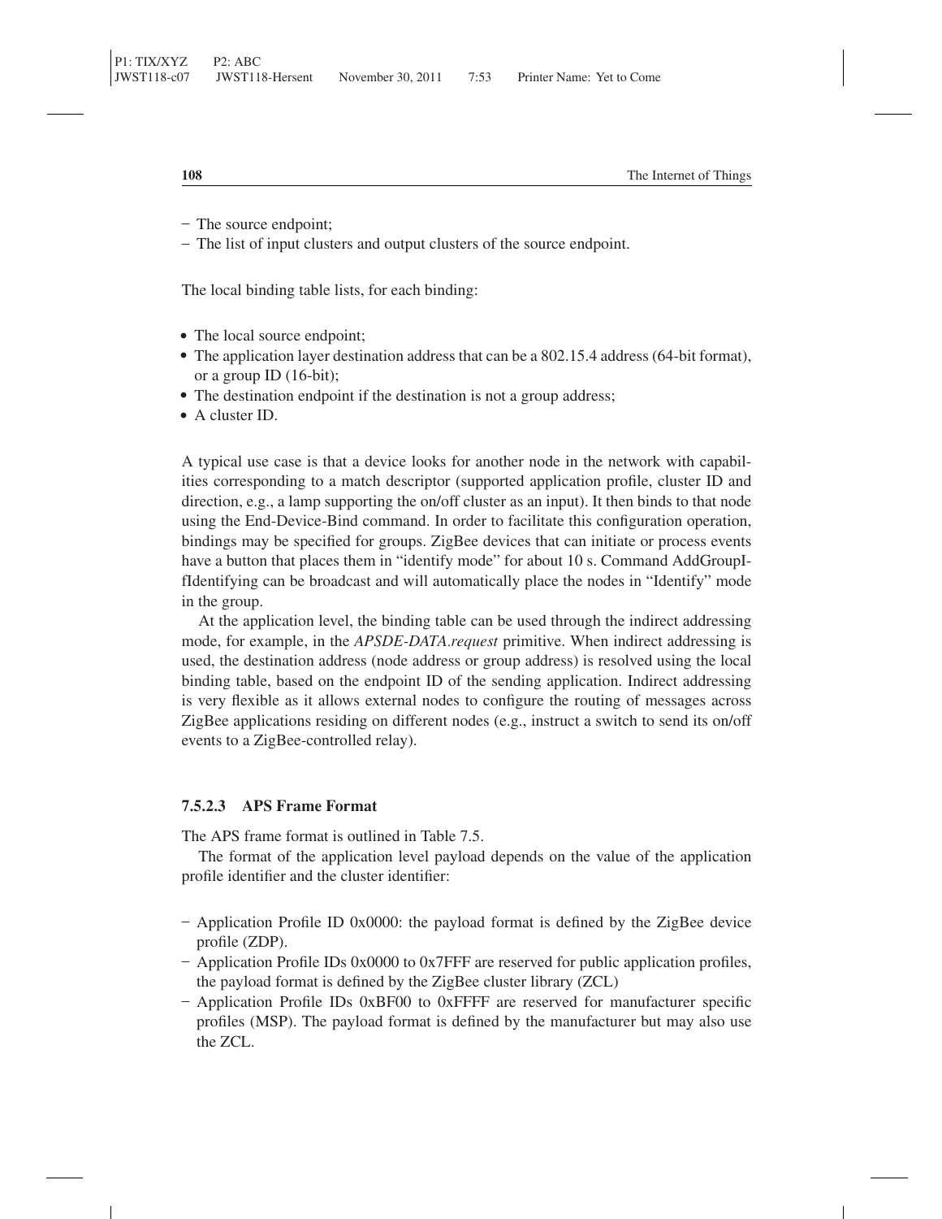- The source endpoint;
- The list of input clusters and output clusters of the source endpoint.

The local binding table lists, for each binding:

- The local source endpoint;
- The application layer destination address that can be a 802.15.4 address (64-bit format), or a group ID (16-bit);
- The destination endpoint if the destination is not a group address;
- A cluster ID.

A typical use case is that a device looks for another node in the network with capabilities corresponding to a match descriptor (supported application profile, cluster ID and direction, e.g., a lamp supporting the on/off cluster as an input). It then binds to that node using the End-Device-Bind command. In order to facilitate this configuration operation, bindings may be specified for groups. ZigBee devices that can initiate or process events have a button that places them in "identify mode" for about 10 s. Command AddGroupIfIdentifying can be broadcast and will automatically place the nodes in "Identify" mode in the group.

At the application level, the binding table can be used through the indirect addressing mode, for example, in the *APSDE-DATA.request* primitive. When indirect addressing is used, the destination address (node address or group address) is resolved using the local binding table, based on the endpoint ID of the sending application. Indirect addressing is very flexible as it allows external nodes to configure the routing of messages across ZigBee applications residing on different nodes (e.g., instruct a switch to send its on/off events to a ZigBee-controlled relay).

#### 7.5.2.3 APS Frame Format

The APS frame format is outlined in Table 7.5.

The format of the application level payload depends on the value of the application profile identifier and the cluster identifier:

- Application Profile ID 0x0000: the payload format is defined by the ZigBee device profile (ZDP).
- Application Profile IDs 0x0000 to 0x7FFF are reserved for public application profiles, the payload format is defined by the ZigBee cluster library (ZCL)
- Application Profile IDs 0xBF00 to 0xFFFF are reserved for manufacturer specific profiles (MSP). The payload format is defined by the manufacturer but may also use the ZCL.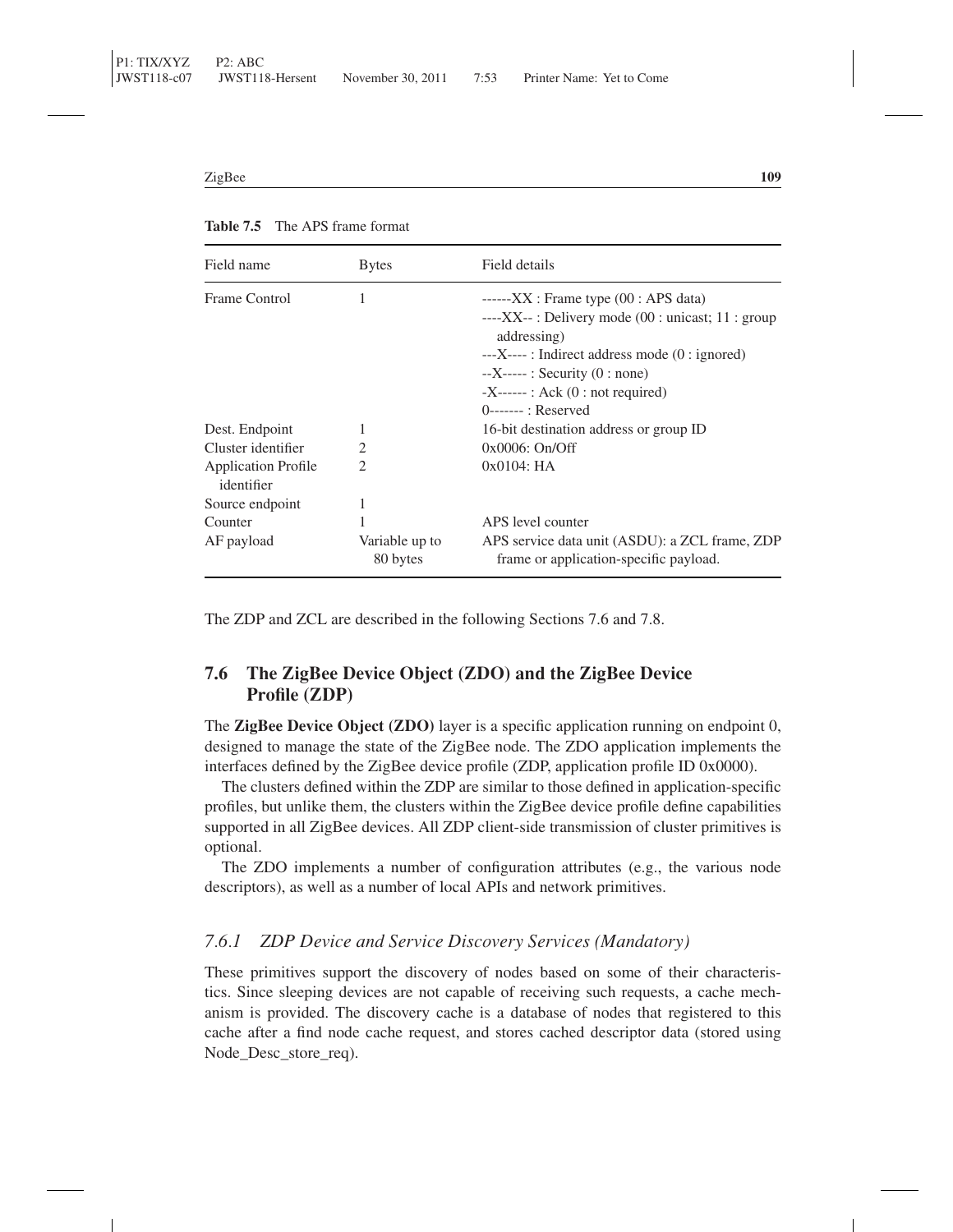**Table 7.5** The APS frame format

| Field name | Bytes | Field details |
|---|---|---|
| Frame Control | 1 | ------XX : Frame type (00 : APS data)<br>----XX-- : Delivery mode (00 : unicast; 11 : group addressing)<br>---X---- : Indirect address mode (0 : ignored)<br>--X----- : Security (0 : none)<br>-X------ : Ack (0 : not required)<br>0------- : Reserved |
| Dest. Endpoint | 1 | 16-bit destination address or group ID |
| Cluster identifier | 2 | 0x0006: On/Off |
| Application Profile identifier | 2 | 0x0104: HA |
| Source endpoint | 1 | |
| Counter | 1 | APS level counter |
| AF payload | Variable up to 80 bytes | APS service data unit (ASDU): a ZCL frame, ZDP frame or application-specific payload. |

The ZDP and ZCL are described in the following Sections 7.6 and 7.8.

## 7.6 The ZigBee Device Object (ZDO) and the ZigBee Device Profile (ZDP)

The **ZigBee Device Object (ZDO)** layer is a specific application running on endpoint 0, designed to manage the state of the ZigBee node. The ZDO application implements the interfaces defined by the ZigBee device profile (ZDP, application profile ID 0x0000).

The clusters defined within the ZDP are similar to those defined in application-specific profiles, but unlike them, the clusters within the ZigBee device profile define capabilities supported in all ZigBee devices. All ZDP client-side transmission of cluster primitives is optional.

The ZDO implements a number of configuration attributes (e.g., the various node descriptors), as well as a number of local APIs and network primitives.

### *7.6.1 ZDP Device and Service Discovery Services (Mandatory)*

These primitives support the discovery of nodes based on some of their characteristics. Since sleeping devices are not capable of receiving such requests, a cache mechanism is provided. The discovery cache is a database of nodes that registered to this cache after a find node cache request, and stores cached descriptor data (stored using Node_Desc_store_req).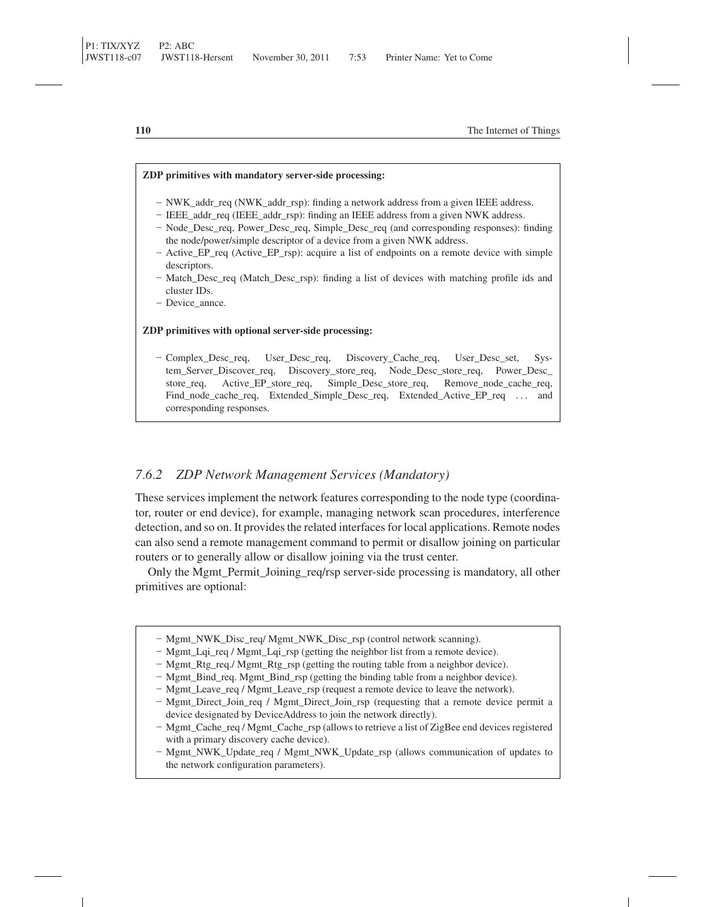**ZDP primitives with mandatory server-side processing:**

- NWK_addr_req (NWK_addr_rsp): finding a network address from a given IEEE address.
- IEEE_addr_req (IEEE_addr_rsp): finding an IEEE address from a given NWK address.
- Node_Desc_req, Power_Desc_req, Simple_Desc_req (and corresponding responses): finding the node/power/simple descriptor of a device from a given NWK address.
- Active_EP_req (Active_EP_rsp): acquire a list of endpoints on a remote device with simple descriptors.
- Match_Desc_req (Match_Desc_rsp): finding a list of devices with matching profile ids and cluster IDs.
- Device_annce.

**ZDP primitives with optional server-side processing:**

- Complex_Desc_req, User_Desc_req, Discovery_Cache_req, User_Desc_set, System_Server_Discover_req, Discovery_store_req, Node_Desc_store_req, Power_Desc_store_req, Active_EP_store_req, Simple_Desc_store_req, Remove_node_cache_req, Find_node_cache_req, Extended_Simple_Desc_req, Extended_Active_EP_req ... and corresponding responses.

### *7.6.2 ZDP Network Management Services (Mandatory)*

These services implement the network features corresponding to the node type (coordinator, router or end device), for example, managing network scan procedures, interference detection, and so on. It provides the related interfaces for local applications. Remote nodes can also send a remote management command to permit or disallow joining on particular routers or to generally allow or disallow joining via the trust center.

Only the Mgmt_Permit_Joining_req/rsp server-side processing is mandatory, all other primitives are optional:

- Mgmt_NWK_Disc_req/ Mgmt_NWK_Disc_rsp (control network scanning).
- Mgmt_Lqi_req / Mgmt_Lqi_rsp (getting the neighbor list from a remote device).
- Mgmt_Rtg_req./ Mgmt_Rtg_rsp (getting the routing table from a neighbor device).
- Mgmt_Bind_req. Mgmt_Bind_rsp (getting the binding table from a neighbor device).
- Mgmt_Leave_req / Mgmt_Leave_rsp (request a remote device to leave the network).
- Mgmt_Direct_Join_req / Mgmt_Direct_Join_rsp (requesting that a remote device permit a device designated by DeviceAddress to join the network directly).
- Mgmt_Cache_req / Mgmt_Cache_rsp (allows to retrieve a list of ZigBee end devices registered with a primary discovery cache device).
- Mgmt_NWK_Update_req / Mgmt_NWK_Update_rsp (allows communication of updates to the network configuration parameters).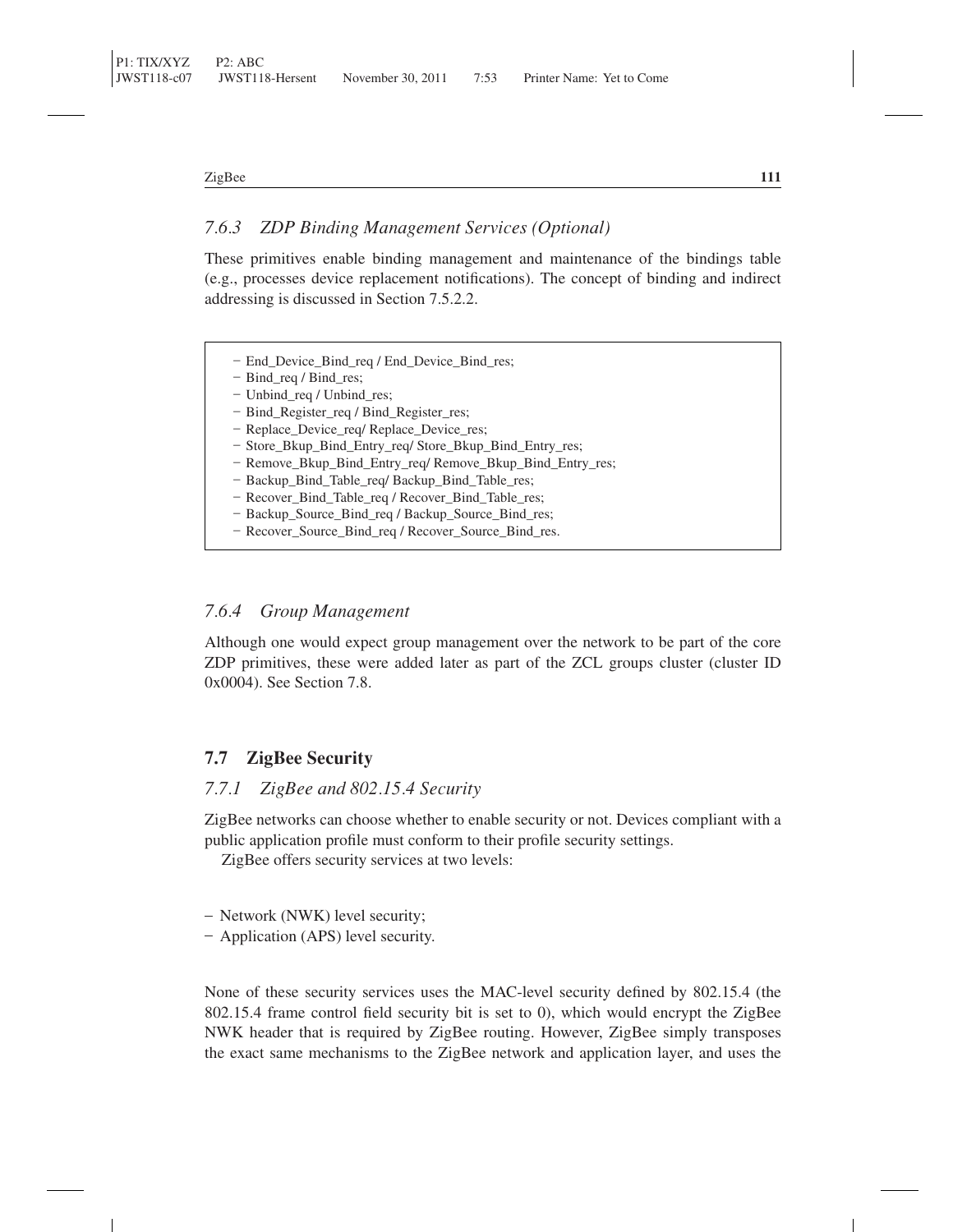### 7.6.3 ZDP Binding Management Services (Optional)

These primitives enable binding management and maintenance of the bindings table (e.g., processes device replacement notifications). The concept of binding and indirect addressing is discussed in Section 7.5.2.2.

- End_Device_Bind_req / End_Device_Bind_res;
- Bind_req / Bind_res;
- Unbind_req / Unbind_res;
- Bind_Register_req / Bind_Register_res;
- Replace_Device_req/ Replace_Device_res;
- Store_Bkup_Bind_Entry_req/ Store_Bkup_Bind_Entry_res;
- Remove_Bkup_Bind_Entry_req/ Remove_Bkup_Bind_Entry_res;
- Backup_Bind_Table_req/ Backup_Bind_Table_res;
- Recover_Bind_Table_req / Recover_Bind_Table_res;
- Backup_Source_Bind_req / Backup_Source_Bind_res;
- Recover_Source_Bind_req / Recover_Source_Bind_res.

### 7.6.4 Group Management

Although one would expect group management over the network to be part of the core ZDP primitives, these were added later as part of the ZCL groups cluster (cluster ID 0x0004). See Section 7.8.

## 7.7 ZigBee Security

### 7.7.1 ZigBee and 802.15.4 Security

ZigBee networks can choose whether to enable security or not. Devices compliant with a public application profile must conform to their profile security settings.

ZigBee offers security services at two levels:

- Network (NWK) level security;
- Application (APS) level security.

None of these security services uses the MAC-level security defined by 802.15.4 (the 802.15.4 frame control field security bit is set to 0), which would encrypt the ZigBee NWK header that is required by ZigBee routing. However, ZigBee simply transposes the exact same mechanisms to the ZigBee network and application layer, and uses the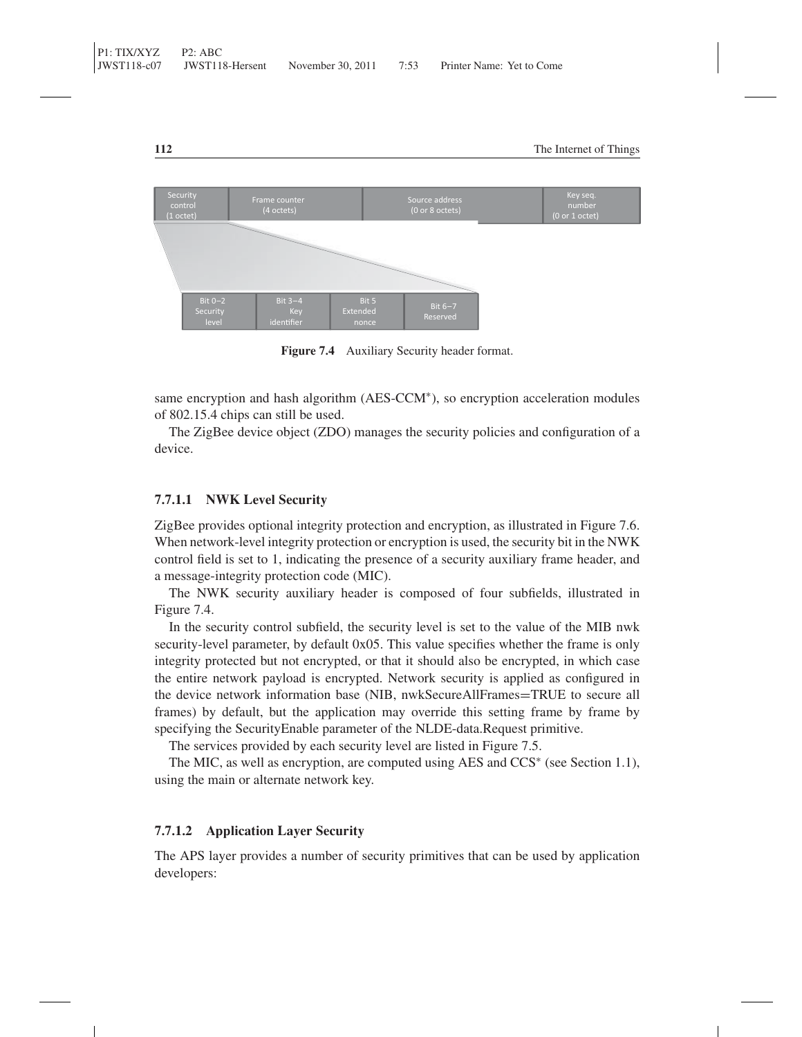| Security control (1 octet) | Frame counter (4 octets) | Source address (0 or 8 octets) | Key seq. number (0 or 1 octet) |
|---|---|---|---|

| Bit 0–2 Security level | Bit 3–4 Key identifier | Bit 5 Extended nonce | Bit 6–7 Reserved |
|---|---|---|---|

**Figure 7.4** Auxiliary Security header format.

same encryption and hash algorithm (AES-CCM*), so encryption acceleration modules of 802.15.4 chips can still be used.

The ZigBee device object (ZDO) manages the security policies and configuration of a device.

#### 7.7.1.1 NWK Level Security

ZigBee provides optional integrity protection and encryption, as illustrated in Figure 7.6. When network-level integrity protection or encryption is used, the security bit in the NWK control field is set to 1, indicating the presence of a security auxiliary frame header, and a message-integrity protection code (MIC).

The NWK security auxiliary header is composed of four subfields, illustrated in Figure 7.4.

In the security control subfield, the security level is set to the value of the MIB nwk security-level parameter, by default 0x05. This value specifies whether the frame is only integrity protected but not encrypted, or that it should also be encrypted, in which case the entire network payload is encrypted. Network security is applied as configured in the device network information base (NIB, nwkSecureAllFrames=TRUE to secure all frames) by default, but the application may override this setting frame by frame by specifying the SecurityEnable parameter of the NLDE-data.Request primitive.

The services provided by each security level are listed in Figure 7.5.

The MIC, as well as encryption, are computed using AES and CCS* (see Section 1.1), using the main or alternate network key.

#### 7.7.1.2 Application Layer Security

The APS layer provides a number of security primitives that can be used by application developers: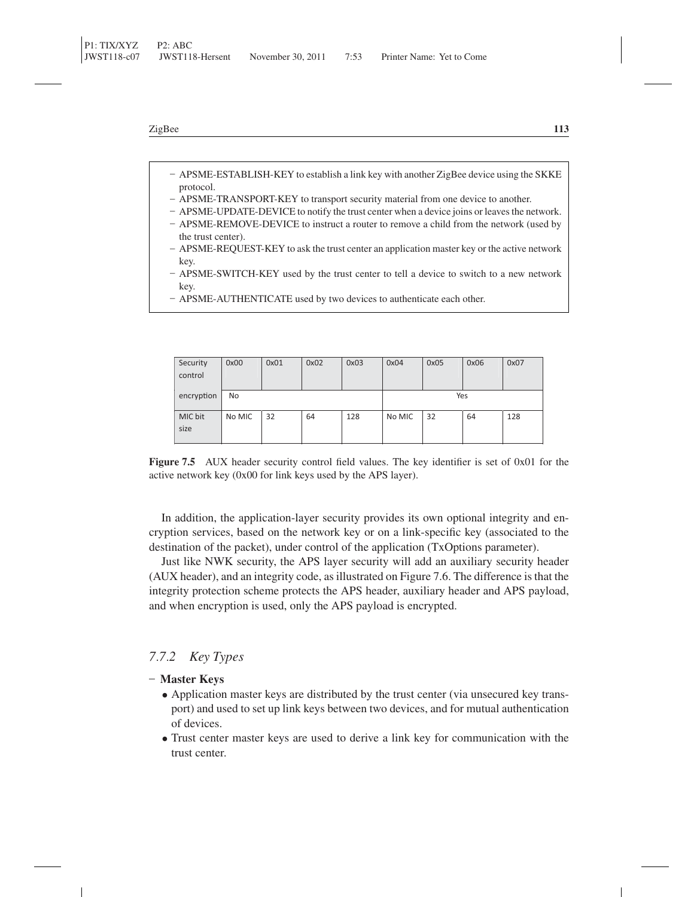- APSME-ESTABLISH-KEY to establish a link key with another ZigBee device using the SKKE protocol.
- APSME-TRANSPORT-KEY to transport security material from one device to another.
- APSME-UPDATE-DEVICE to notify the trust center when a device joins or leaves the network.
- APSME-REMOVE-DEVICE to instruct a router to remove a child from the network (used by the trust center).
- APSME-REQUEST-KEY to ask the trust center an application master key or the active network key.
- APSME-SWITCH-KEY used by the trust center to tell a device to switch to a new network key.
- APSME-AUTHENTICATE used by two devices to authenticate each other.

| Security control | 0x00 | 0x01 | 0x02 | 0x03 | 0x04 | 0x05 | 0x06 | 0x07 |
|---|---|---|---|---|---|---|---|---|
| encryption | No | | | | Yes | | | |
| MIC bit size | No MIC | 32 | 64 | 128 | No MIC | 32 | 64 | 128 |

**Figure 7.5** AUX header security control field values. The key identifier is set of 0x01 for the active network key (0x00 for link keys used by the APS layer).

In addition, the application-layer security provides its own optional integrity and encryption services, based on the network key or on a link-specific key (associated to the destination of the packet), under control of the application (TxOptions parameter).

Just like NWK security, the APS layer security will add an auxiliary security header (AUX header), and an integrity code, as illustrated on Figure 7.6. The difference is that the integrity protection scheme protects the APS header, auxiliary header and APS payload, and when encryption is used, only the APS payload is encrypted.

### *7.7.2 Key Types*

- **Master Keys**
  - Application master keys are distributed by the trust center (via unsecured key transport) and used to set up link keys between two devices, and for mutual authentication of devices.
  - Trust center master keys are used to derive a link key for communication with the trust center.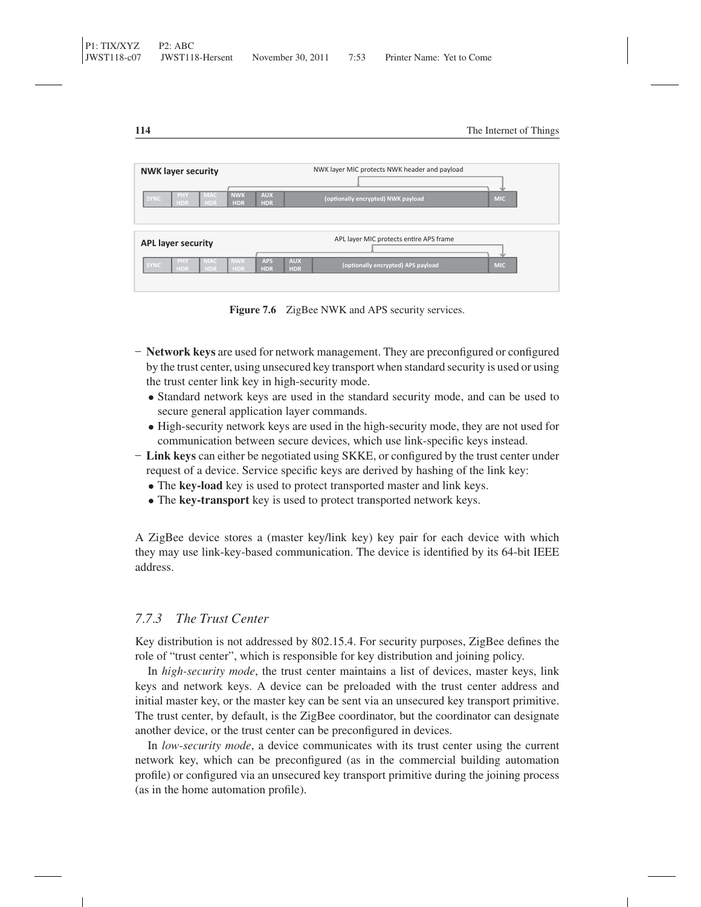NWK layer security

NWK layer MIC protects NWK header and payload

SYNC | PHY HDR | MAC HDR | NWK HDR | AUX HDR | (optionally encrypted) NWK payload | MIC

APL layer security

APL layer MIC protects entire APS frame

SYNC | PHY HDR | MAC HDR | NWK HDR | APS HDR | AUX HDR | (optionally encrypted) APS payload | MIC

**Figure 7.6** ZigBee NWK and APS security services.

- **Network keys** are used for network management. They are preconfigured or configured by the trust center, using unsecured key transport when standard security is used or using the trust center link key in high-security mode.
  - Standard network keys are used in the standard security mode, and can be used to secure general application layer commands.
  - High-security network keys are used in the high-security mode, they are not used for communication between secure devices, which use link-specific keys instead.
- **Link keys** can either be negotiated using SKKE, or configured by the trust center under request of a device. Service specific keys are derived by hashing of the link key:
  - The **key-load** key is used to protect transported master and link keys.
  - The **key-transport** key is used to protect transported network keys.

A ZigBee device stores a (master key/link key) key pair for each device with which they may use link-key-based communication. The device is identified by its 64-bit IEEE address.

### *7.7.3 The Trust Center*

Key distribution is not addressed by 802.15.4. For security purposes, ZigBee defines the role of "trust center", which is responsible for key distribution and joining policy.

In *high-security mode*, the trust center maintains a list of devices, master keys, link keys and network keys. A device can be preloaded with the trust center address and initial master key, or the master key can be sent via an unsecured key transport primitive. The trust center, by default, is the ZigBee coordinator, but the coordinator can designate another device, or the trust center can be preconfigured in devices.

In *low-security mode*, a device communicates with its trust center using the current network key, which can be preconfigured (as in the commercial building automation profile) or configured via an unsecured key transport primitive during the joining process (as in the home automation profile).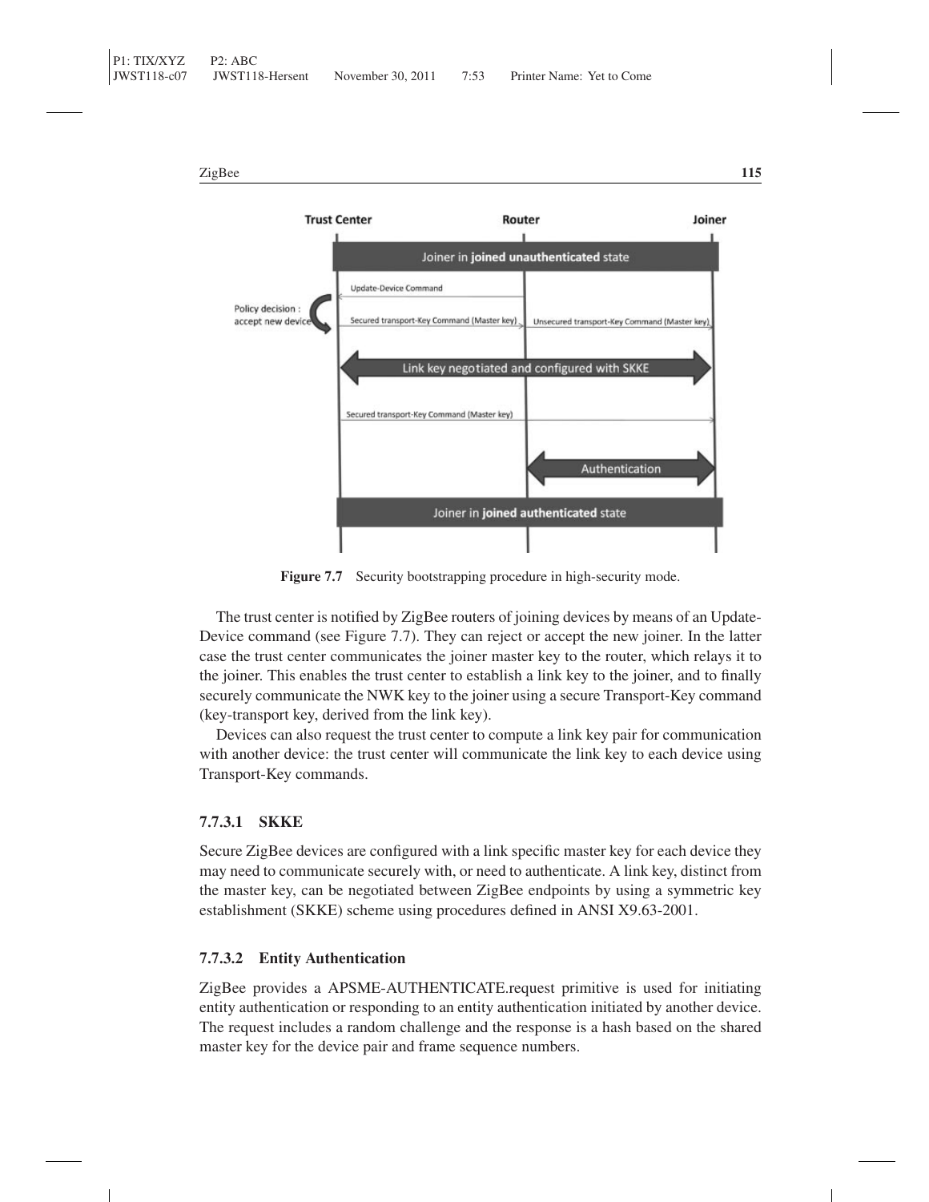Figure 7.7 Security bootstrapping procedure in high-security mode.

The trust center is notified by ZigBee routers of joining devices by means of an Update-Device command (see Figure 7.7). They can reject or accept the new joiner. In the latter case the trust center communicates the joiner master key to the router, which relays it to the joiner. This enables the trust center to establish a link key to the joiner, and to finally securely communicate the NWK key to the joiner using a secure Transport-Key command (key-transport key, derived from the link key).

Devices can also request the trust center to compute a link key pair for communication with another device: the trust center will communicate the link key to each device using Transport-Key commands.

#### 7.7.3.1 SKKE

Secure ZigBee devices are configured with a link specific master key for each device they may need to communicate securely with, or need to authenticate. A link key, distinct from the master key, can be negotiated between ZigBee endpoints by using a symmetric key establishment (SKKE) scheme using procedures defined in ANSI X9.63-2001.

#### 7.7.3.2 Entity Authentication

ZigBee provides a APSME-AUTHENTICATE.request primitive is used for initiating entity authentication or responding to an entity authentication initiated by another device. The request includes a random challenge and the response is a hash based on the shared master key for the device pair and frame sequence numbers.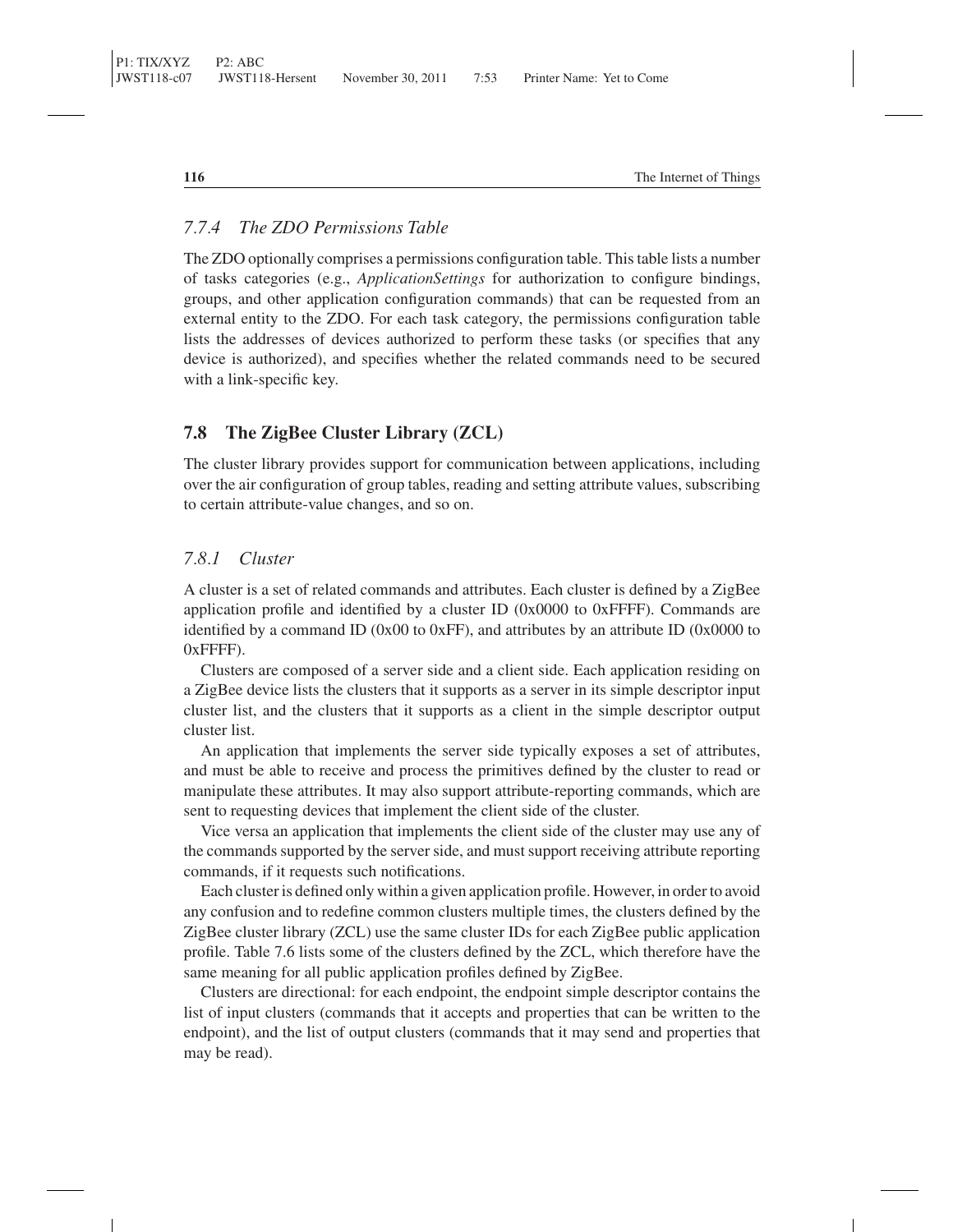### 7.7.4 The ZDO Permissions Table

The ZDO optionally comprises a permissions configuration table. This table lists a number of tasks categories (e.g., *ApplicationSettings* for authorization to configure bindings, groups, and other application configuration commands) that can be requested from an external entity to the ZDO. For each task category, the permissions configuration table lists the addresses of devices authorized to perform these tasks (or specifies that any device is authorized), and specifies whether the related commands need to be secured with a link-specific key.

## 7.8 The ZigBee Cluster Library (ZCL)

The cluster library provides support for communication between applications, including over the air configuration of group tables, reading and setting attribute values, subscribing to certain attribute-value changes, and so on.

### 7.8.1 Cluster

A cluster is a set of related commands and attributes. Each cluster is defined by a ZigBee application profile and identified by a cluster ID (0x0000 to 0xFFFF). Commands are identified by a command ID (0x00 to 0xFF), and attributes by an attribute ID (0x0000 to 0xFFFF).

Clusters are composed of a server side and a client side. Each application residing on a ZigBee device lists the clusters that it supports as a server in its simple descriptor input cluster list, and the clusters that it supports as a client in the simple descriptor output cluster list.

An application that implements the server side typically exposes a set of attributes, and must be able to receive and process the primitives defined by the cluster to read or manipulate these attributes. It may also support attribute-reporting commands, which are sent to requesting devices that implement the client side of the cluster.

Vice versa an application that implements the client side of the cluster may use any of the commands supported by the server side, and must support receiving attribute reporting commands, if it requests such notifications.

Each cluster is defined only within a given application profile. However, in order to avoid any confusion and to redefine common clusters multiple times, the clusters defined by the ZigBee cluster library (ZCL) use the same cluster IDs for each ZigBee public application profile. Table 7.6 lists some of the clusters defined by the ZCL, which therefore have the same meaning for all public application profiles defined by ZigBee.

Clusters are directional: for each endpoint, the endpoint simple descriptor contains the list of input clusters (commands that it accepts and properties that can be written to the endpoint), and the list of output clusters (commands that it may send and properties that may be read).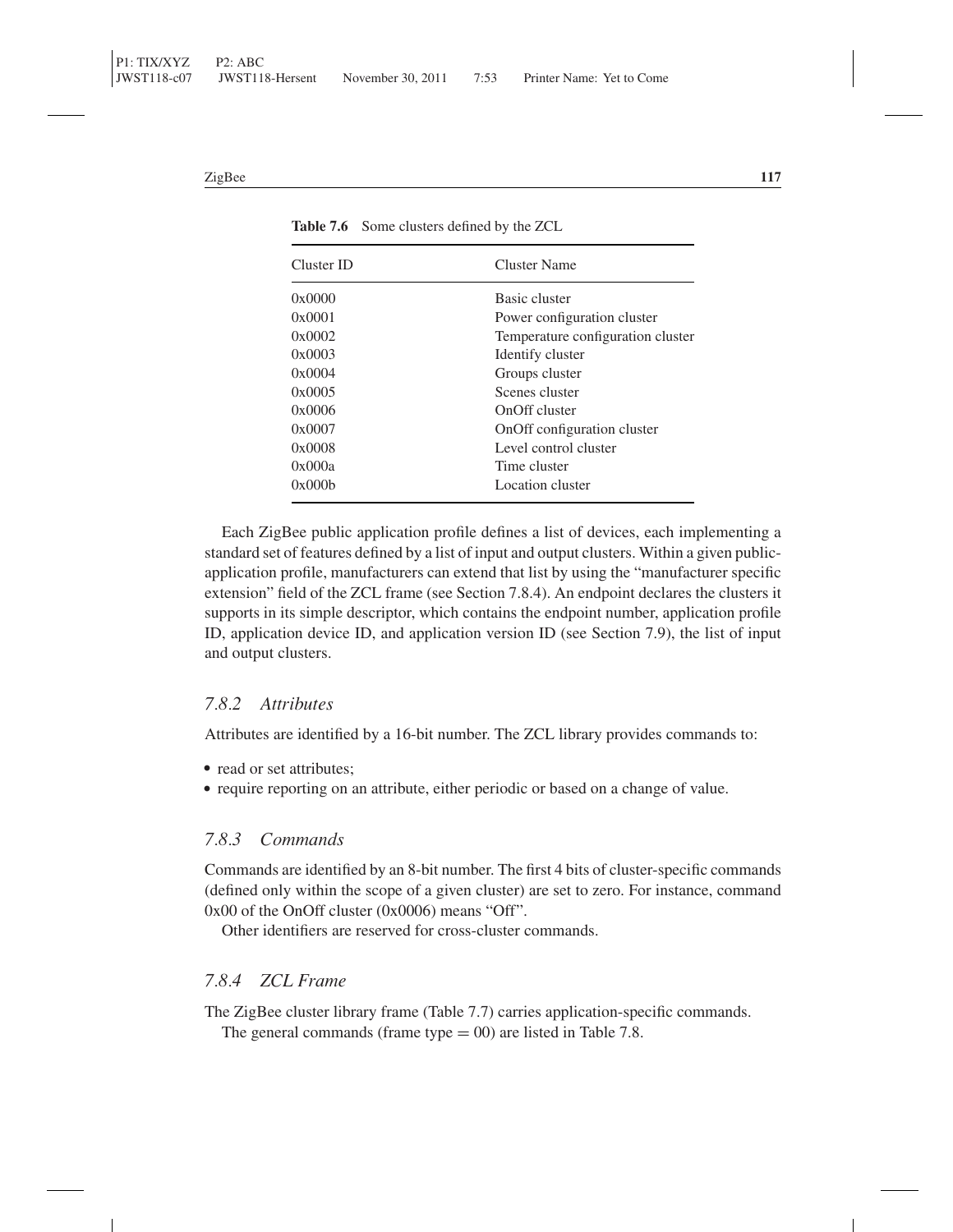**Table 7.6** Some clusters defined by the ZCL

| Cluster ID | Cluster Name |
|---|---|
| 0x0000 | Basic cluster |
| 0x0001 | Power configuration cluster |
| 0x0002 | Temperature configuration cluster |
| 0x0003 | Identify cluster |
| 0x0004 | Groups cluster |
| 0x0005 | Scenes cluster |
| 0x0006 | OnOff cluster |
| 0x0007 | OnOff configuration cluster |
| 0x0008 | Level control cluster |
| 0x000a | Time cluster |
| 0x000b | Location cluster |

Each ZigBee public application profile defines a list of devices, each implementing a standard set of features defined by a list of input and output clusters. Within a given public-application profile, manufacturers can extend that list by using the "manufacturer specific extension" field of the ZCL frame (see Section 7.8.4). An endpoint declares the clusters it supports in its simple descriptor, which contains the endpoint number, application profile ID, application device ID, and application version ID (see Section 7.9), the list of input and output clusters.

### *7.8.2 Attributes*

Attributes are identified by a 16-bit number. The ZCL library provides commands to:

- read or set attributes;
- require reporting on an attribute, either periodic or based on a change of value.

### *7.8.3 Commands*

Commands are identified by an 8-bit number. The first 4 bits of cluster-specific commands (defined only within the scope of a given cluster) are set to zero. For instance, command 0x00 of the OnOff cluster (0x0006) means "Off".

Other identifiers are reserved for cross-cluster commands.

### *7.8.4 ZCL Frame*

The ZigBee cluster library frame (Table 7.7) carries application-specific commands.

The general commands (frame type = 00) are listed in Table 7.8.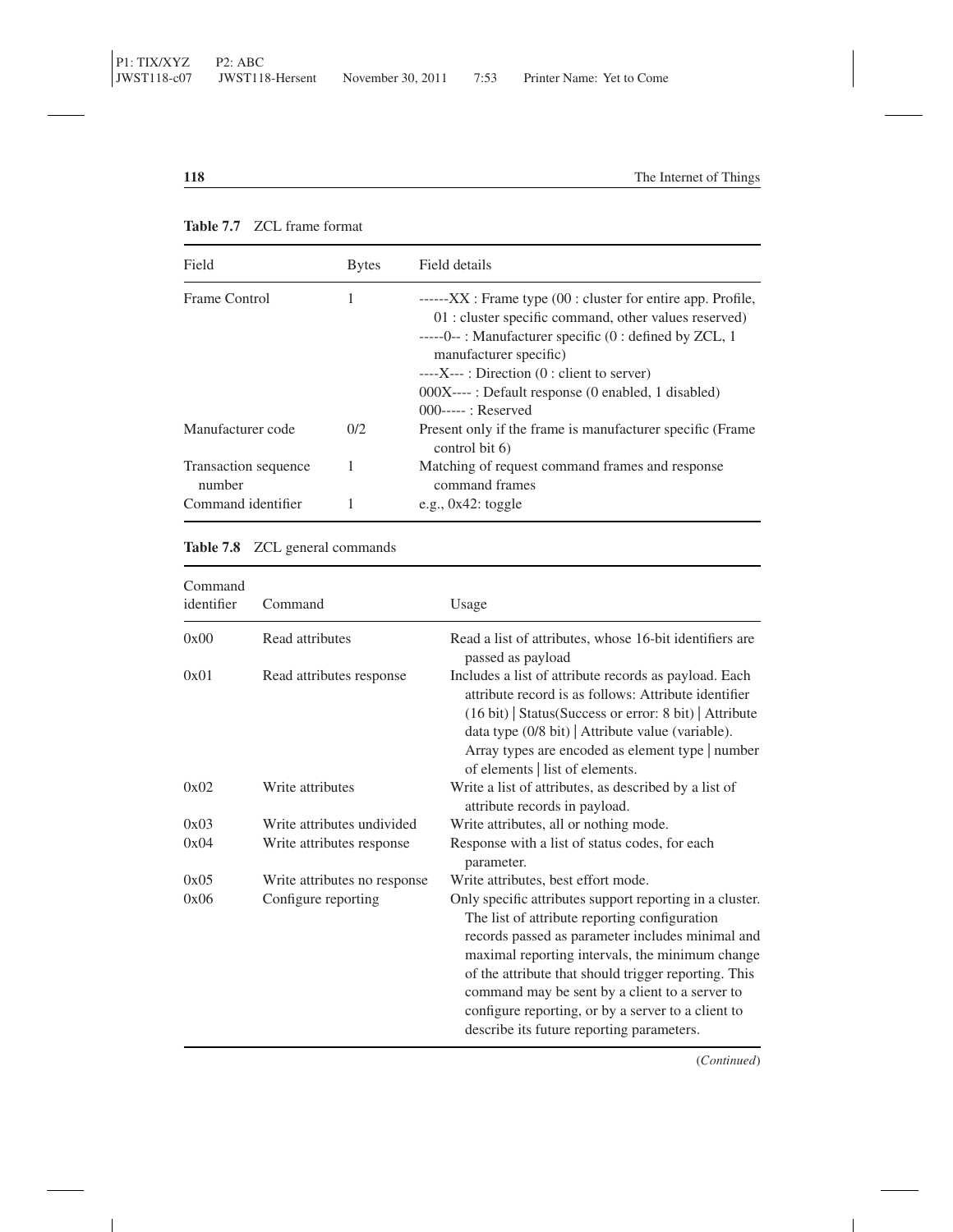**Table 7.7** ZCL frame format

| Field | Bytes | Field details |
|---|---|---|
| Frame Control | 1 | ------XX : Frame type (00 : cluster for entire app. Profile, 01 : cluster specific command, other values reserved)<br>-----0-- : Manufacturer specific (0 : defined by ZCL, 1 manufacturer specific)<br>----X--- : Direction (0 : client to server)<br>000X---- : Default response (0 enabled, 1 disabled)<br>000----- : Reserved |
| Manufacturer code | 0/2 | Present only if the frame is manufacturer specific (Frame control bit 6) |
| Transaction sequence number | 1 | Matching of request command frames and response command frames |
| Command identifier | 1 | e.g., 0x42: toggle |

**Table 7.8** ZCL general commands

| Command identifier | Command | Usage |
|---|---|---|
| 0x00 | Read attributes | Read a list of attributes, whose 16-bit identifiers are passed as payload |
| 0x01 | Read attributes response | Includes a list of attribute records as payload. Each attribute record is as follows: Attribute identifier (16 bit) \| Status(Success or error: 8 bit) \| Attribute data type (0/8 bit) \| Attribute value (variable). Array types are encoded as element type \| number of elements \| list of elements. |
| 0x02 | Write attributes | Write a list of attributes, as described by a list of attribute records in payload. |
| 0x03 | Write attributes undivided | Write attributes, all or nothing mode. |
| 0x04 | Write attributes response | Response with a list of status codes, for each parameter. |
| 0x05 | Write attributes no response | Write attributes, best effort mode. |
| 0x06 | Configure reporting | Only specific attributes support reporting in a cluster. The list of attribute reporting configuration records passed as parameter includes minimal and maximal reporting intervals, the minimum change of the attribute that should trigger reporting. This command may be sent by a client to a server to configure reporting, or by a server to a client to describe its future reporting parameters. |

(*Continued*)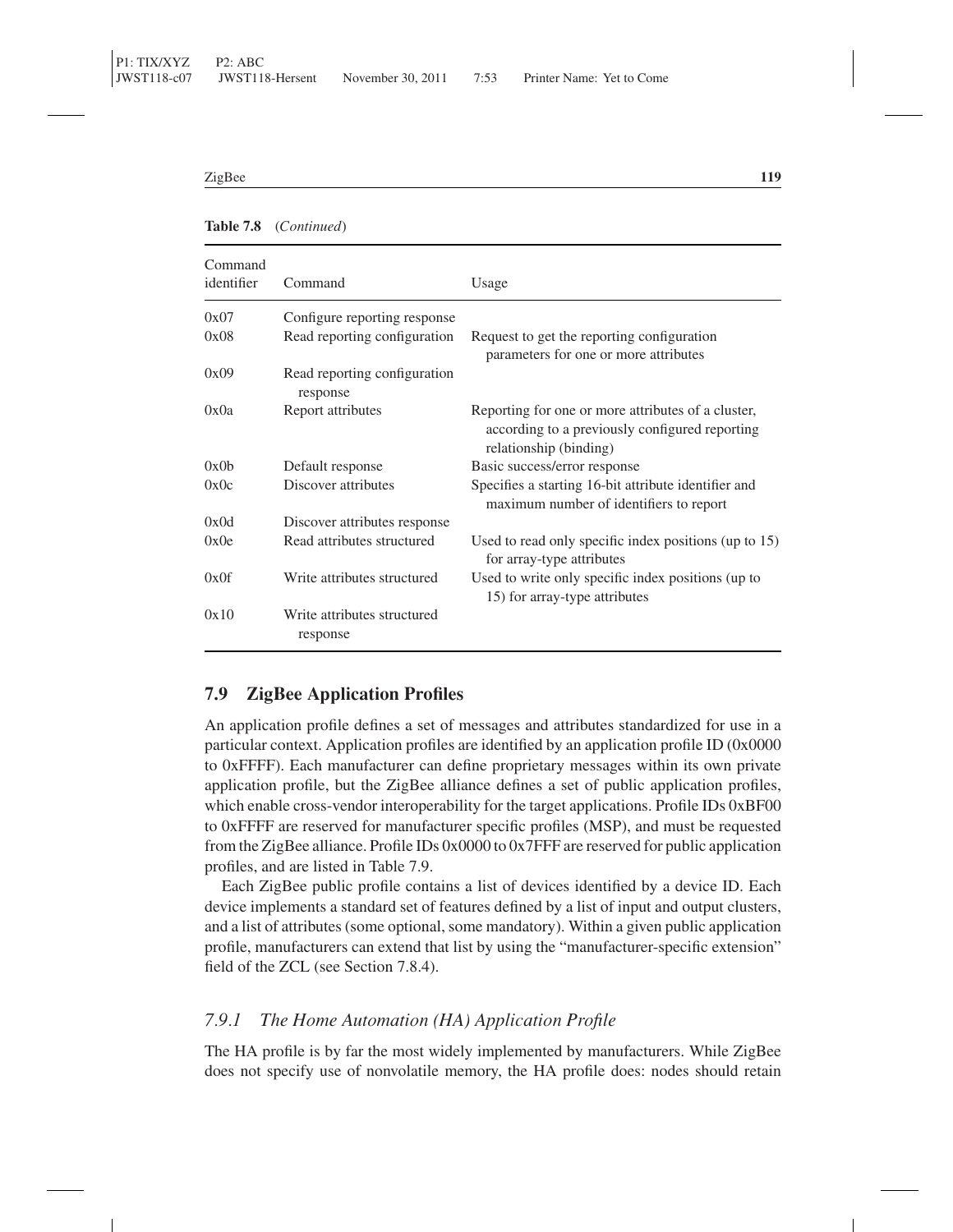**Table 7.8** (*Continued*)

| Command identifier | Command | Usage |
|---|---|---|
| 0x07 | Configure reporting response | |
| 0x08 | Read reporting configuration | Request to get the reporting configuration parameters for one or more attributes |
| 0x09 | Read reporting configuration response | |
| 0x0a | Report attributes | Reporting for one or more attributes of a cluster, according to a previously configured reporting relationship (binding) |
| 0x0b | Default response | Basic success/error response |
| 0x0c | Discover attributes | Specifies a starting 16-bit attribute identifier and maximum number of identifiers to report |
| 0x0d | Discover attributes response | |
| 0x0e | Read attributes structured | Used to read only specific index positions (up to 15) for array-type attributes |
| 0x0f | Write attributes structured | Used to write only specific index positions (up to 15) for array-type attributes |
| 0x10 | Write attributes structured response | |

## 7.9 ZigBee Application Profiles

An application profile defines a set of messages and attributes standardized for use in a particular context. Application profiles are identified by an application profile ID (0x0000 to 0xFFFF). Each manufacturer can define proprietary messages within its own private application profile, but the ZigBee alliance defines a set of public application profiles, which enable cross-vendor interoperability for the target applications. Profile IDs 0xBF00 to 0xFFFF are reserved for manufacturer specific profiles (MSP), and must be requested from the ZigBee alliance. Profile IDs 0x0000 to 0x7FFF are reserved for public application profiles, and are listed in Table 7.9.

Each ZigBee public profile contains a list of devices identified by a device ID. Each device implements a standard set of features defined by a list of input and output clusters, and a list of attributes (some optional, some mandatory). Within a given public application profile, manufacturers can extend that list by using the "manufacturer-specific extension" field of the ZCL (see Section 7.8.4).

### *7.9.1 The Home Automation (HA) Application Profile*

The HA profile is by far the most widely implemented by manufacturers. While ZigBee does not specify use of nonvolatile memory, the HA profile does: nodes should retain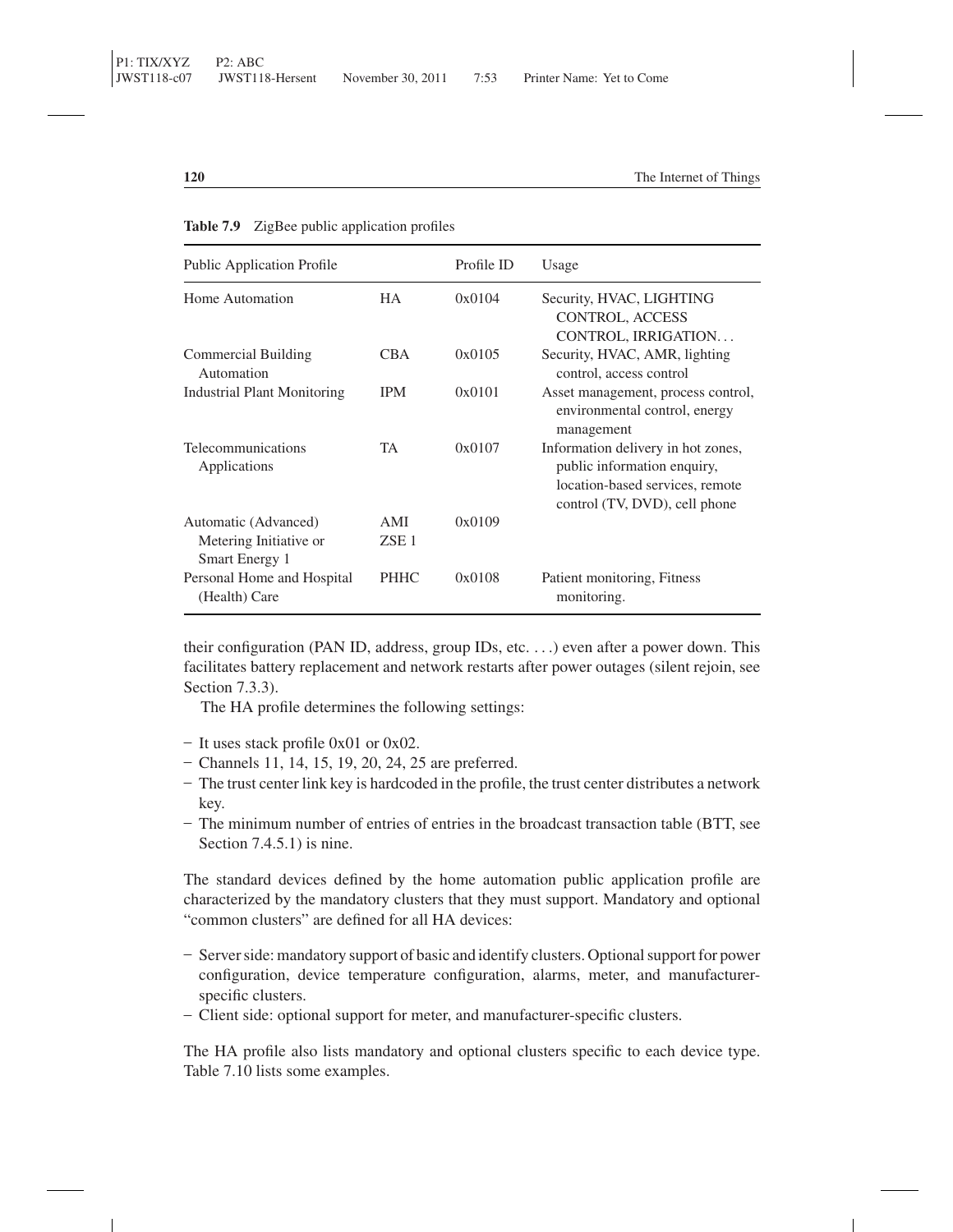**Table 7.9** ZigBee public application profiles

| Public Application Profile | | Profile ID | Usage |
|---|---|---|---|
| Home Automation | HA | 0x0104 | Security, HVAC, LIGHTING CONTROL, ACCESS CONTROL, IRRIGATION... |
| Commercial Building Automation | CBA | 0x0105 | Security, HVAC, AMR, lighting control, access control |
| Industrial Plant Monitoring | IPM | 0x0101 | Asset management, process control, environmental control, energy management |
| Telecommunications Applications | TA | 0x0107 | Information delivery in hot zones, public information enquiry, location-based services, remote control (TV, DVD), cell phone |
| Automatic (Advanced) Metering Initiative or Smart Energy 1 | AMI ZSE 1 | 0x0109 | |
| Personal Home and Hospital (Health) Care | PHHC | 0x0108 | Patient monitoring, Fitness monitoring. |

their configuration (PAN ID, address, group IDs, etc. ...) even after a power down. This facilitates battery replacement and network restarts after power outages (silent rejoin, see Section 7.3.3).

The HA profile determines the following settings:

- It uses stack profile 0x01 or 0x02.
- Channels 11, 14, 15, 19, 20, 24, 25 are preferred.
- The trust center link key is hardcoded in the profile, the trust center distributes a network key.
- The minimum number of entries of entries in the broadcast transaction table (BTT, see Section 7.4.5.1) is nine.

The standard devices defined by the home automation public application profile are characterized by the mandatory clusters that they must support. Mandatory and optional "common clusters" are defined for all HA devices:

- Server side: mandatory support of basic and identify clusters. Optional support for power configuration, device temperature configuration, alarms, meter, and manufacturer-specific clusters.
- Client side: optional support for meter, and manufacturer-specific clusters.

The HA profile also lists mandatory and optional clusters specific to each device type. Table 7.10 lists some examples.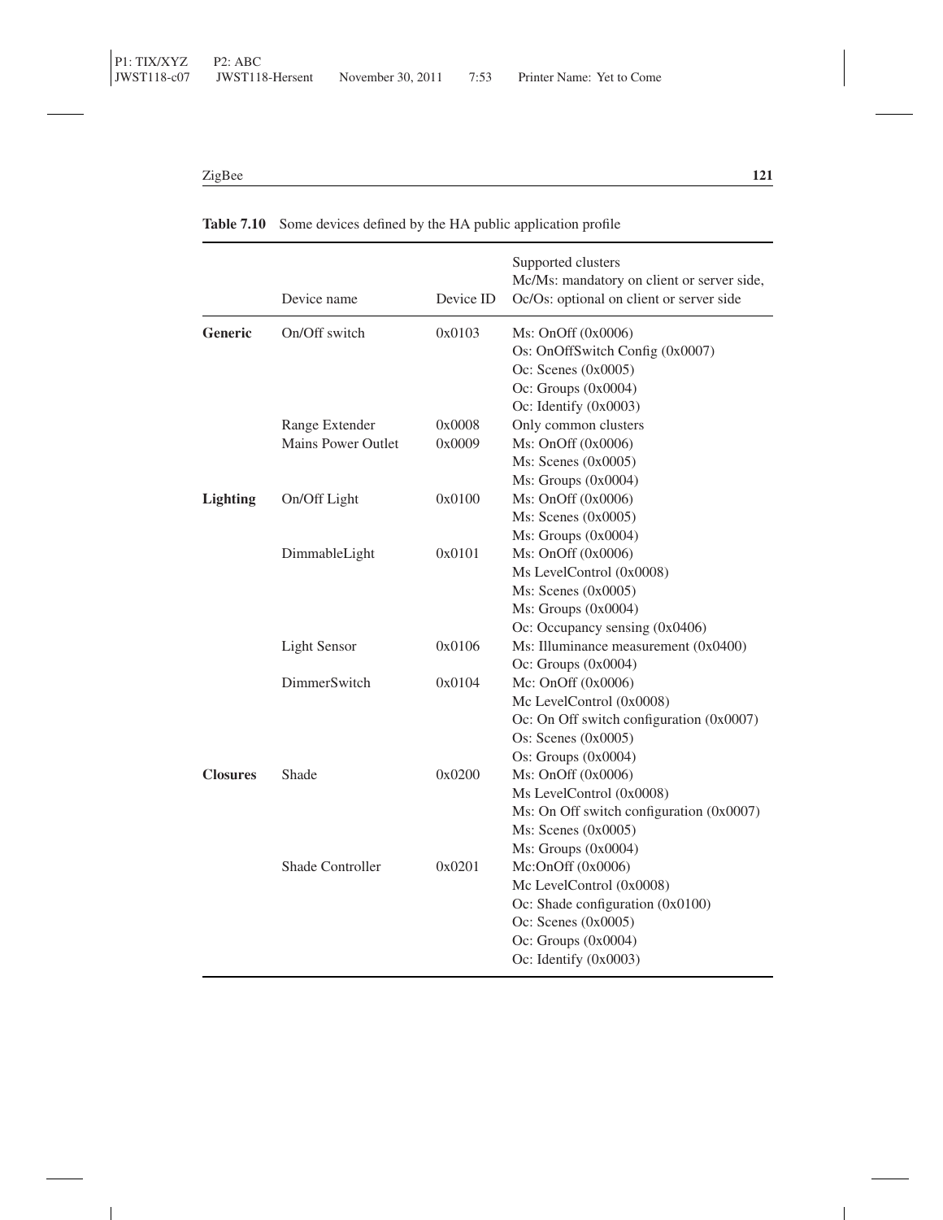**Table 7.10** Some devices defined by the HA public application profile

| | Device name | Device ID | Supported clusters<br>Mc/Ms: mandatory on client or server side,<br>Oc/Os: optional on client or server side |
|---|---|---|---|
| **Generic** | On/Off switch | 0x0103 | Ms: OnOff (0x0006)<br>Os: OnOffSwitch Config (0x0007)<br>Oc: Scenes (0x0005)<br>Oc: Groups (0x0004)<br>Oc: Identify (0x0003) |
| | Range Extender | 0x0008 | Only common clusters |
| | Mains Power Outlet | 0x0009 | Ms: OnOff (0x0006)<br>Ms: Scenes (0x0005)<br>Ms: Groups (0x0004) |
| **Lighting** | On/Off Light | 0x0100 | Ms: OnOff (0x0006)<br>Ms: Scenes (0x0005)<br>Ms: Groups (0x0004) |
| | DimmableLight | 0x0101 | Ms: OnOff (0x0006)<br>Ms LevelControl (0x0008)<br>Ms: Scenes (0x0005)<br>Ms: Groups (0x0004)<br>Oc: Occupancy sensing (0x0406) |
| | Light Sensor | 0x0106 | Ms: Illuminance measurement (0x0400)<br>Oc: Groups (0x0004) |
| | DimmerSwitch | 0x0104 | Mc: OnOff (0x0006)<br>Mc LevelControl (0x0008)<br>Oc: On Off switch configuration (0x0007)<br>Os: Scenes (0x0005)<br>Os: Groups (0x0004) |
| **Closures** | Shade | 0x0200 | Ms: OnOff (0x0006)<br>Ms LevelControl (0x0008)<br>Ms: On Off switch configuration (0x0007)<br>Ms: Scenes (0x0005)<br>Ms: Groups (0x0004) |
| | Shade Controller | 0x0201 | Mc:OnOff (0x0006)<br>Mc LevelControl (0x0008)<br>Oc: Shade configuration (0x0100)<br>Oc: Scenes (0x0005)<br>Oc: Groups (0x0004)<br>Oc: Identify (0x0003) |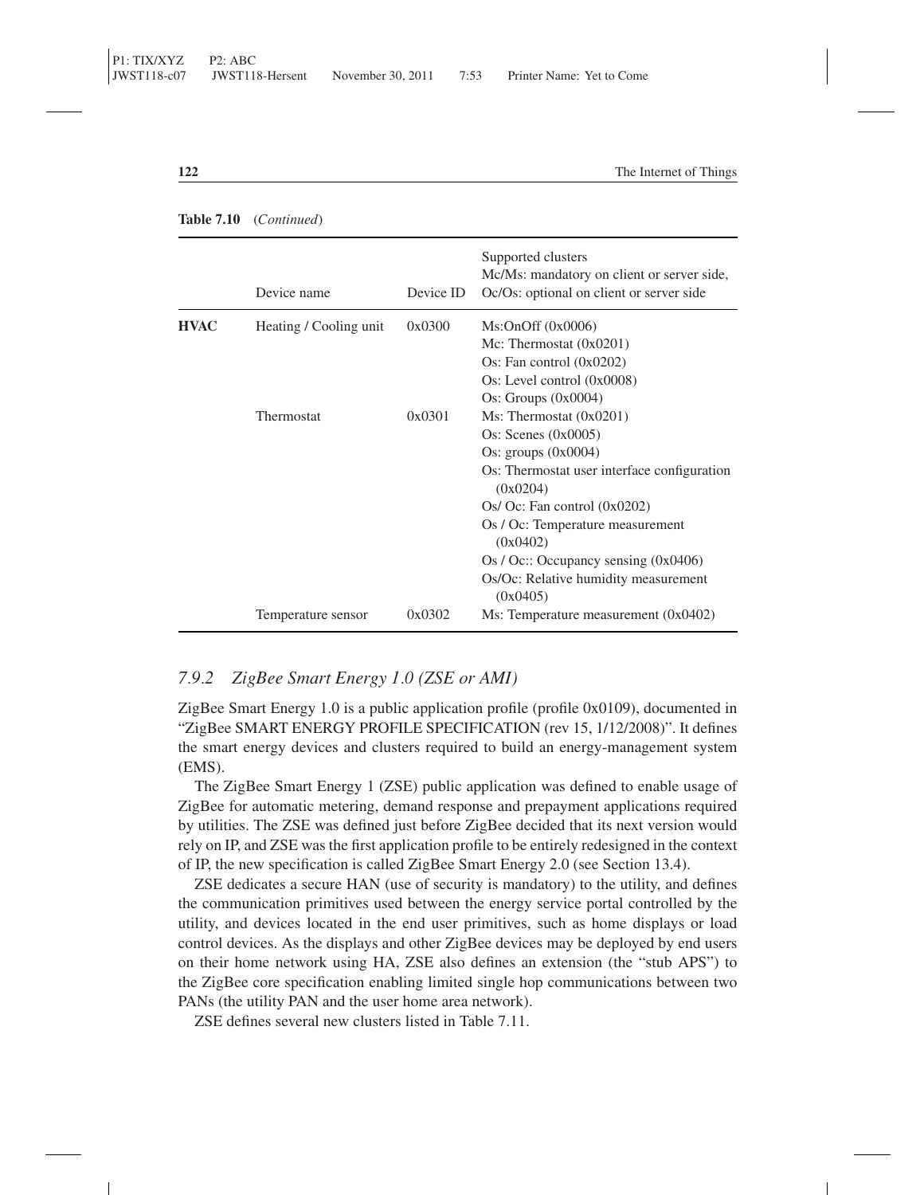**Table 7.10** (*Continued*)

| | Device name | Device ID | Supported clusters<br>Mc/Ms: mandatory on client or server side,<br>Oc/Os: optional on client or server side |
|---|---|---|---|
| **HVAC** | Heating / Cooling unit | 0x0300 | Ms:OnOff (0x0006)<br>Mc: Thermostat (0x0201)<br>Os: Fan control (0x0202)<br>Os: Level control (0x0008)<br>Os: Groups (0x0004) |
| | Thermostat | 0x0301 | Ms: Thermostat (0x0201)<br>Os: Scenes (0x0005)<br>Os: groups (0x0004)<br>Os: Thermostat user interface configuration (0x0204)<br>Os/ Oc: Fan control (0x0202)<br>Os / Oc: Temperature measurement (0x0402)<br>Os / Oc:: Occupancy sensing (0x0406)<br>Os/Oc: Relative humidity measurement (0x0405) |
| | Temperature sensor | 0x0302 | Ms: Temperature measurement (0x0402) |

### *7.9.2 ZigBee Smart Energy 1.0 (ZSE or AMI)*

ZigBee Smart Energy 1.0 is a public application profile (profile 0x0109), documented in "ZigBee SMART ENERGY PROFILE SPECIFICATION (rev 15, 1/12/2008)". It defines the smart energy devices and clusters required to build an energy-management system (EMS).

The ZigBee Smart Energy 1 (ZSE) public application was defined to enable usage of ZigBee for automatic metering, demand response and prepayment applications required by utilities. The ZSE was defined just before ZigBee decided that its next version would rely on IP, and ZSE was the first application profile to be entirely redesigned in the context of IP, the new specification is called ZigBee Smart Energy 2.0 (see Section 13.4).

ZSE dedicates a secure HAN (use of security is mandatory) to the utility, and defines the communication primitives used between the energy service portal controlled by the utility, and devices located in the end user primitives, such as home displays or load control devices. As the displays and other ZigBee devices may be deployed by end users on their home network using HA, ZSE also defines an extension (the "stub APS") to the ZigBee core specification enabling limited single hop communications between two PANs (the utility PAN and the user home area network).

ZSE defines several new clusters listed in Table 7.11.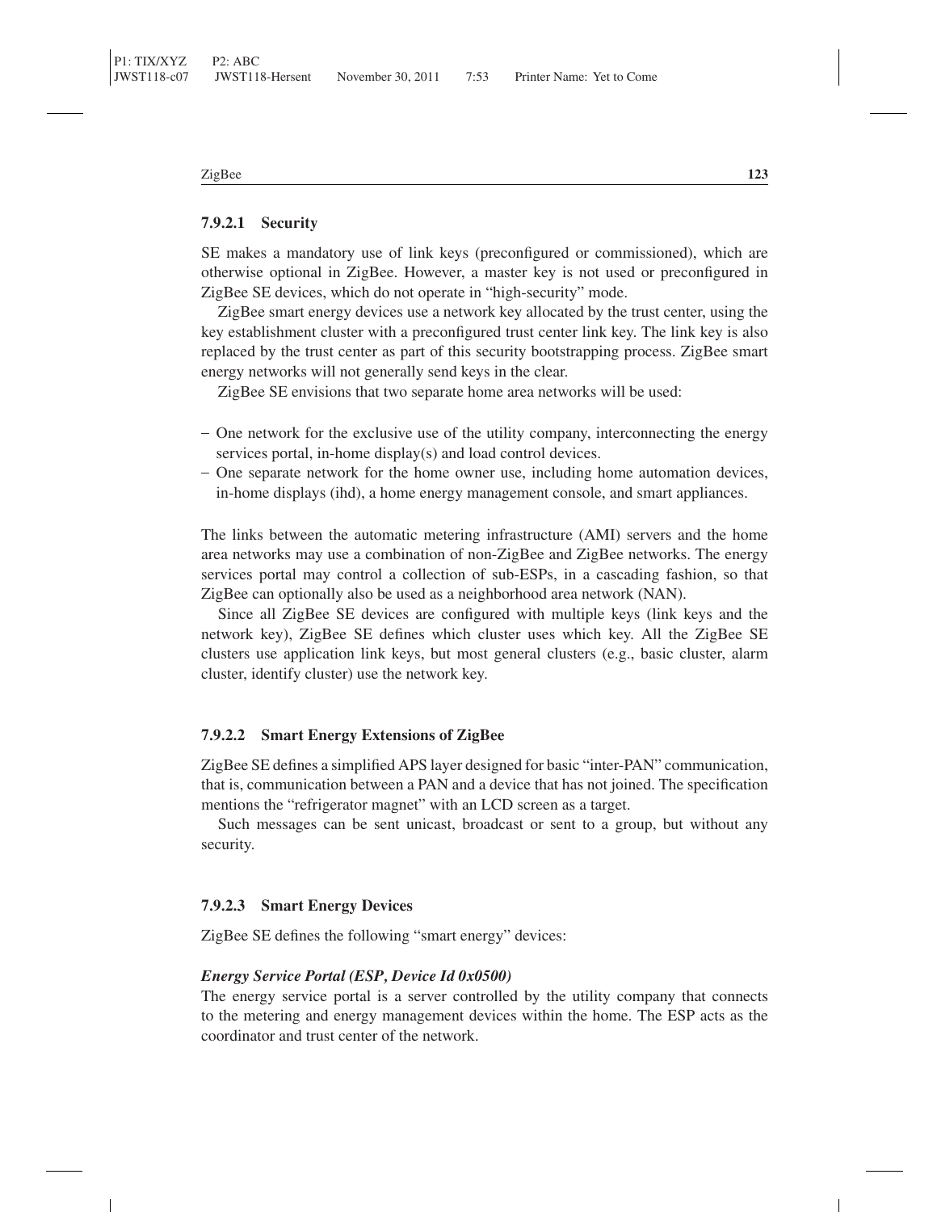#### 7.9.2.1 Security

SE makes a mandatory use of link keys (preconfigured or commissioned), which are otherwise optional in ZigBee. However, a master key is not used or preconfigured in ZigBee SE devices, which do not operate in "high-security" mode.

ZigBee smart energy devices use a network key allocated by the trust center, using the key establishment cluster with a preconfigured trust center link key. The link key is also replaced by the trust center as part of this security bootstrapping process. ZigBee smart energy networks will not generally send keys in the clear.

ZigBee SE envisions that two separate home area networks will be used:

- One network for the exclusive use of the utility company, interconnecting the energy services portal, in-home display(s) and load control devices.
- One separate network for the home owner use, including home automation devices, in-home displays (ihd), a home energy management console, and smart appliances.

The links between the automatic metering infrastructure (AMI) servers and the home area networks may use a combination of non-ZigBee and ZigBee networks. The energy services portal may control a collection of sub-ESPs, in a cascading fashion, so that ZigBee can optionally also be used as a neighborhood area network (NAN).

Since all ZigBee SE devices are configured with multiple keys (link keys and the network key), ZigBee SE defines which cluster uses which key. All the ZigBee SE clusters use application link keys, but most general clusters (e.g., basic cluster, alarm cluster, identify cluster) use the network key.

#### 7.9.2.2 Smart Energy Extensions of ZigBee

ZigBee SE defines a simplified APS layer designed for basic "inter-PAN" communication, that is, communication between a PAN and a device that has not joined. The specification mentions the "refrigerator magnet" with an LCD screen as a target.

Such messages can be sent unicast, broadcast or sent to a group, but without any security.

#### 7.9.2.3 Smart Energy Devices

ZigBee SE defines the following "smart energy" devices:

***Energy Service Portal (ESP, Device Id 0x0500)***

The energy service portal is a server controlled by the utility company that connects to the metering and energy management devices within the home. The ESP acts as the coordinator and trust center of the network.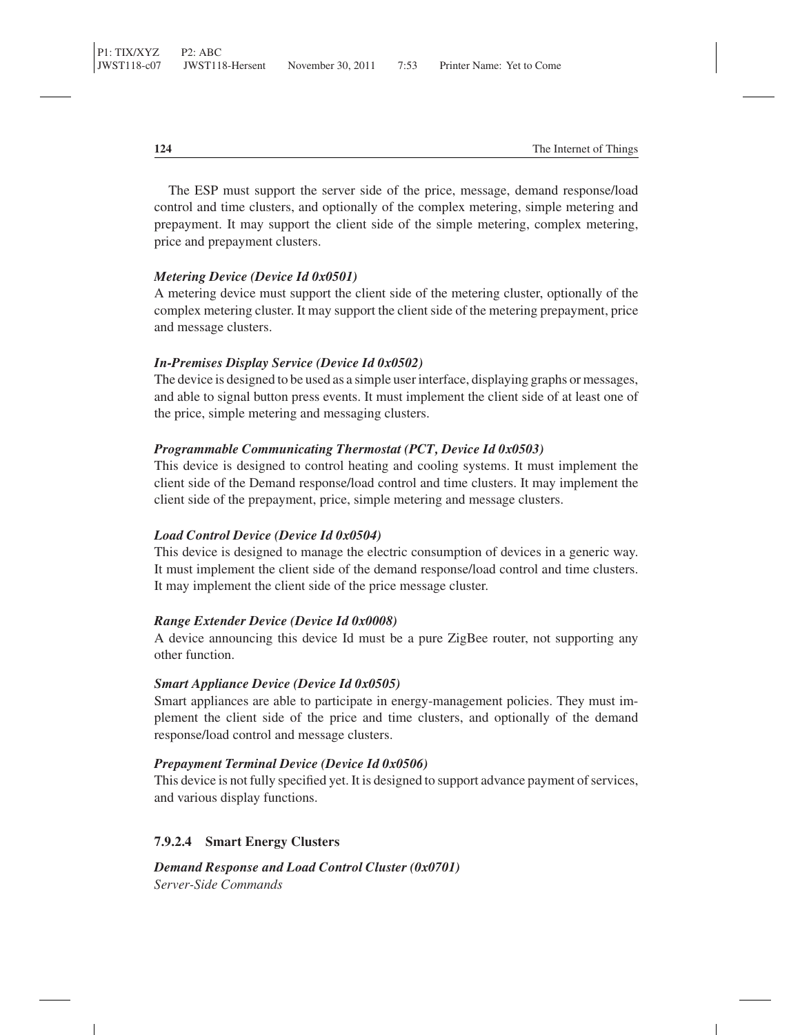The ESP must support the server side of the price, message, demand response/load control and time clusters, and optionally of the complex metering, simple metering and prepayment. It may support the client side of the simple metering, complex metering, price and prepayment clusters.

***Metering Device (Device Id 0x0501)***
A metering device must support the client side of the metering cluster, optionally of the complex metering cluster. It may support the client side of the metering prepayment, price and message clusters.

***In-Premises Display Service (Device Id 0x0502)***
The device is designed to be used as a simple user interface, displaying graphs or messages, and able to signal button press events. It must implement the client side of at least one of the price, simple metering and messaging clusters.

***Programmable Communicating Thermostat (PCT, Device Id 0x0503)***
This device is designed to control heating and cooling systems. It must implement the client side of the Demand response/load control and time clusters. It may implement the client side of the prepayment, price, simple metering and message clusters.

***Load Control Device (Device Id 0x0504)***
This device is designed to manage the electric consumption of devices in a generic way. It must implement the client side of the demand response/load control and time clusters. It may implement the client side of the price message cluster.

***Range Extender Device (Device Id 0x0008)***
A device announcing this device Id must be a pure ZigBee router, not supporting any other function.

***Smart Appliance Device (Device Id 0x0505)***
Smart appliances are able to participate in energy-management policies. They must implement the client side of the price and time clusters, and optionally of the demand response/load control and message clusters.

***Prepayment Terminal Device (Device Id 0x0506)***
This device is not fully specified yet. It is designed to support advance payment of services, and various display functions.

#### 7.9.2.4 Smart Energy Clusters

***Demand Response and Load Control Cluster (0x0701)***
*Server-Side Commands*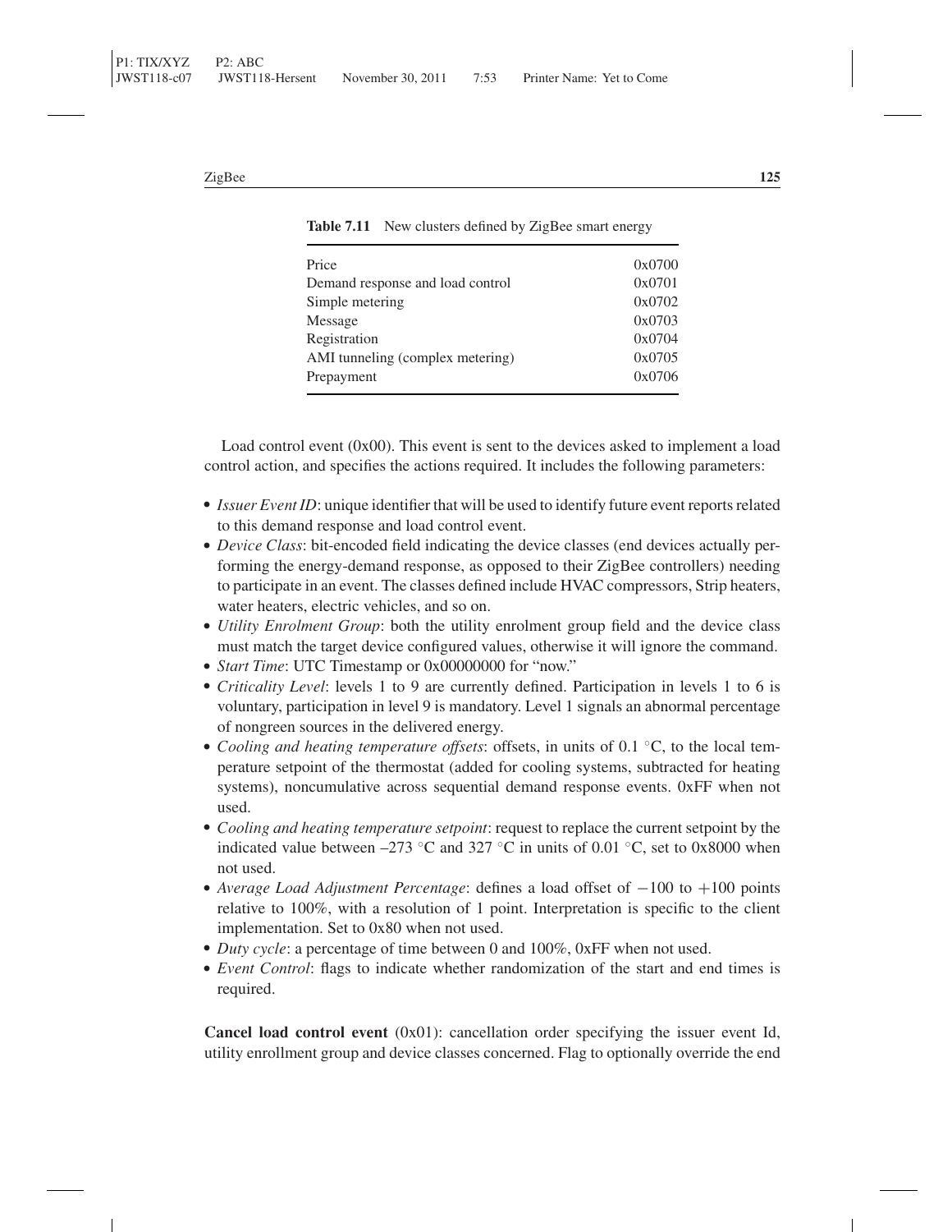**Table 7.11** New clusters defined by ZigBee smart energy

| | |
|---|---|
| Price | 0x0700 |
| Demand response and load control | 0x0701 |
| Simple metering | 0x0702 |
| Message | 0x0703 |
| Registration | 0x0704 |
| AMI tunneling (complex metering) | 0x0705 |
| Prepayment | 0x0706 |

Load control event (0x00). This event is sent to the devices asked to implement a load control action, and specifies the actions required. It includes the following parameters:

- *Issuer Event ID*: unique identifier that will be used to identify future event reports related to this demand response and load control event.
- *Device Class*: bit-encoded field indicating the device classes (end devices actually performing the energy-demand response, as opposed to their ZigBee controllers) needing to participate in an event. The classes defined include HVAC compressors, Strip heaters, water heaters, electric vehicles, and so on.
- *Utility Enrolment Group*: both the utility enrolment group field and the device class must match the target device configured values, otherwise it will ignore the command.
- *Start Time*: UTC Timestamp or 0x00000000 for "now."
- *Criticality Level*: levels 1 to 9 are currently defined. Participation in levels 1 to 6 is voluntary, participation in level 9 is mandatory. Level 1 signals an abnormal percentage of nongreen sources in the delivered energy.
- *Cooling and heating temperature offsets*: offsets, in units of 0.1 °C, to the local temperature setpoint of the thermostat (added for cooling systems, subtracted for heating systems), noncumulative across sequential demand response events. 0xFF when not used.
- *Cooling and heating temperature setpoint*: request to replace the current setpoint by the indicated value between –273 °C and 327 °C in units of 0.01 °C, set to 0x8000 when not used.
- *Average Load Adjustment Percentage*: defines a load offset of −100 to +100 points relative to 100%, with a resolution of 1 point. Interpretation is specific to the client implementation. Set to 0x80 when not used.
- *Duty cycle*: a percentage of time between 0 and 100%, 0xFF when not used.
- *Event Control*: flags to indicate whether randomization of the start and end times is required.

**Cancel load control event** (0x01): cancellation order specifying the issuer event Id, utility enrollment group and device classes concerned. Flag to optionally override the end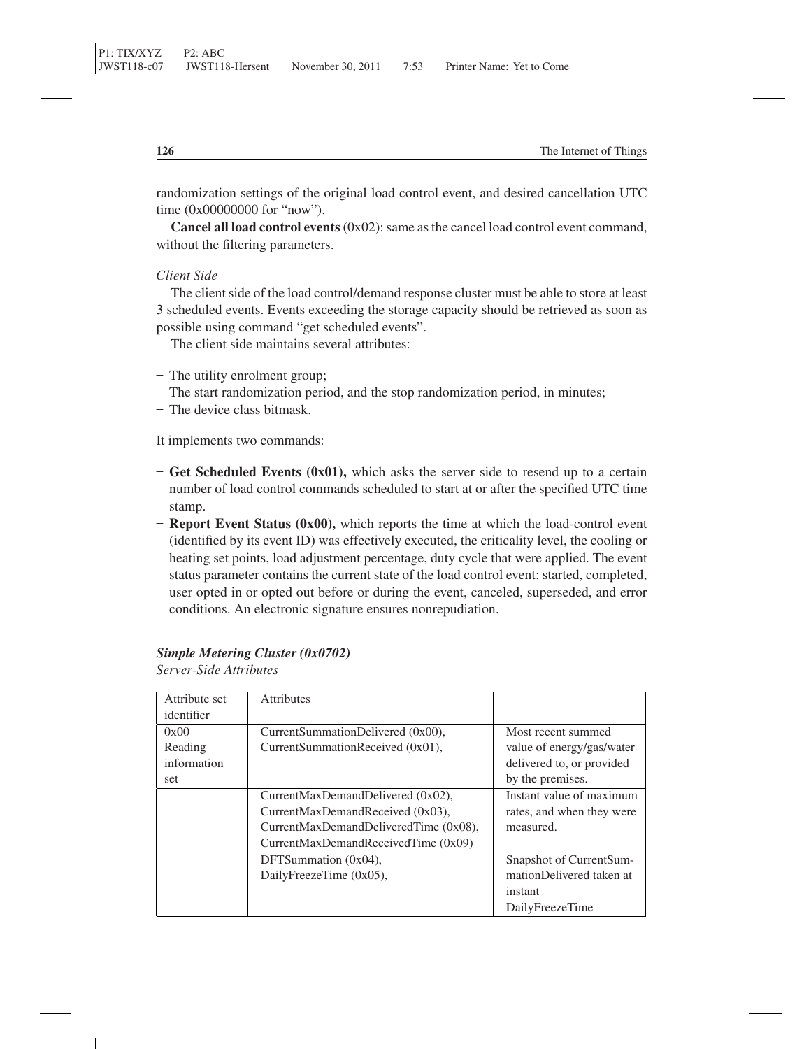randomization settings of the original load control event, and desired cancellation UTC time (0x00000000 for "now").

**Cancel all load control events** (0x02): same as the cancel load control event command, without the filtering parameters.

*Client Side*

The client side of the load control/demand response cluster must be able to store at least 3 scheduled events. Events exceeding the storage capacity should be retrieved as soon as possible using command "get scheduled events".

The client side maintains several attributes:

- The utility enrolment group;
- The start randomization period, and the stop randomization period, in minutes;
- The device class bitmask.

It implements two commands:

- **Get Scheduled Events (0x01),** which asks the server side to resend up to a certain number of load control commands scheduled to start at or after the specified UTC time stamp.
- **Report Event Status (0x00),** which reports the time at which the load-control event (identified by its event ID) was effectively executed, the criticality level, the cooling or heating set points, load adjustment percentage, duty cycle that were applied. The event status parameter contains the current state of the load control event: started, completed, user opted in or opted out before or during the event, canceled, superseded, and error conditions. An electronic signature ensures nonrepudiation.

***Simple Metering Cluster (0x0702)***

*Server-Side Attributes*

| Attribute set identifier | Attributes | |
|---|---|---|
| 0x00 Reading information set | CurrentSummationDelivered (0x00), CurrentSummationReceived (0x01), | Most recent summed value of energy/gas/water delivered to, or provided by the premises. |
| | CurrentMaxDemandDelivered (0x02), CurrentMaxDemandReceived (0x03), CurrentMaxDemandDeliveredTime (0x08), CurrentMaxDemandReceivedTime (0x09) | Instant value of maximum rates, and when they were measured. |
| | DFTSummation (0x04), DailyFreezeTime (0x05), | Snapshot of CurrentSummationDelivered taken at instant DailyFreezeTime |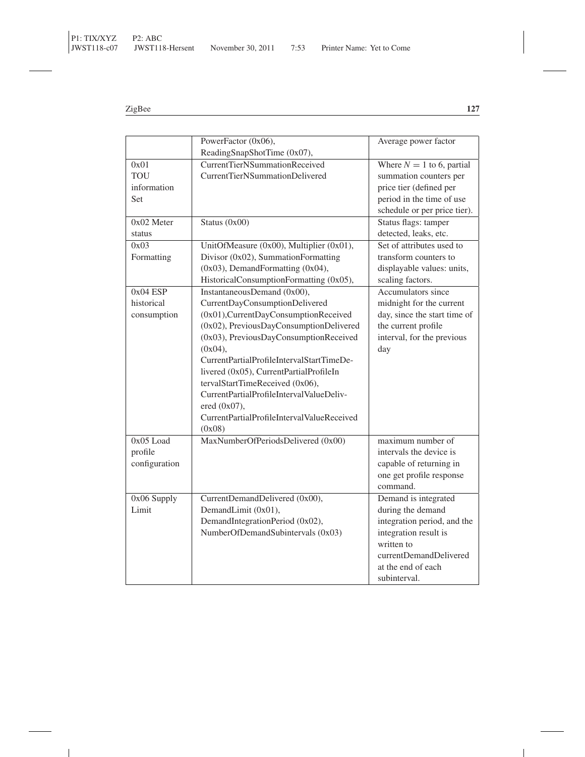| | | |
|---|---|---|
| | PowerFactor (0x06), ReadingSnapShotTime (0x07), | Average power factor |
| 0x01 TOU information Set | CurrentTierNSummationReceived CurrentTierNSummationDelivered | Where $N = 1$ to 6, partial summation counters per price tier (defined per period in the time of use schedule or per price tier). |
| 0x02 Meter status | Status (0x00) | Status flags: tamper detected, leaks, etc. |
| 0x03 Formatting | UnitOfMeasure (0x00), Multiplier (0x01), Divisor (0x02), SummationFormatting (0x03), DemandFormatting (0x04), HistoricalConsumptionFormatting (0x05), | Set of attributes used to transform counters to displayable values: units, scaling factors. |
| 0x04 ESP historical consumption | InstantaneousDemand (0x00), CurrentDayConsumptionDelivered (0x01),CurrentDayConsumptionReceived (0x02), PreviousDayConsumptionDelivered (0x03), PreviousDayConsumptionReceived (0x04), CurrentPartialProfileIntervalStartTimeDelivered (0x05), CurrentPartialProfileIntervalStartTimeReceived (0x06), CurrentPartialProfileIntervalValueDelivered (0x07), CurrentPartialProfileIntervalValueReceived (0x08) | Accumulators since midnight for the current day, since the start time of the current profile interval, for the previous day |
| 0x05 Load profile configuration | MaxNumberOfPeriodsDelivered (0x00) | maximum number of intervals the device is capable of returning in one get profile response command. |
| 0x06 Supply Limit | CurrentDemandDelivered (0x00), DemandLimit (0x01), DemandIntegrationPeriod (0x02), NumberOfDemandSubintervals (0x03) | Demand is integrated during the demand integration period, and the integration result is written to currentDemandDelivered at the end of each subinterval. |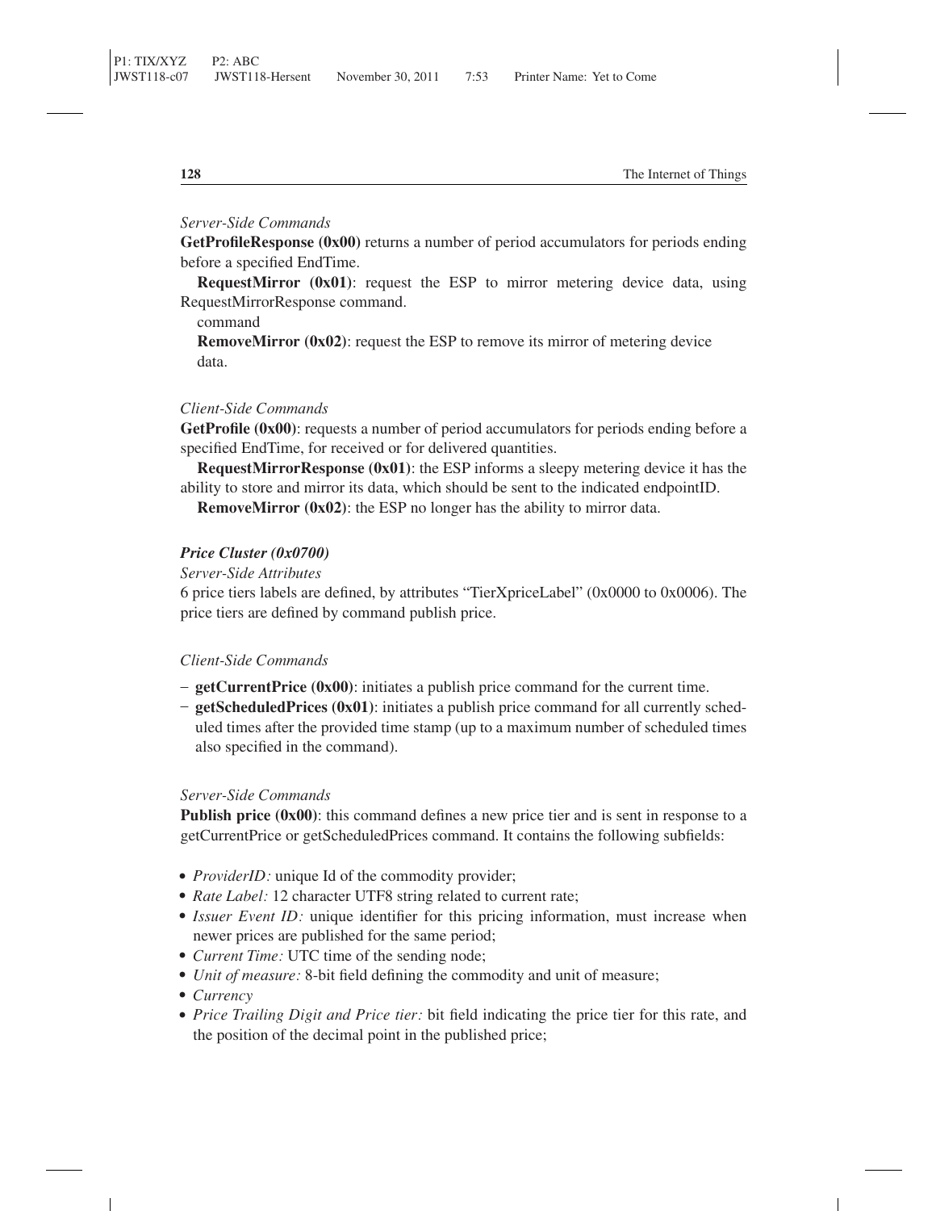*Server-Side Commands*

**GetProfileResponse (0x00)** returns a number of period accumulators for periods ending before a specified EndTime.

**RequestMirror (0x01)**: request the ESP to mirror metering device data, using RequestMirrorResponse command.

command

**RemoveMirror (0x02)**: request the ESP to remove its mirror of metering device data.

*Client-Side Commands*

**GetProfile (0x00)**: requests a number of period accumulators for periods ending before a specified EndTime, for received or for delivered quantities.

**RequestMirrorResponse (0x01)**: the ESP informs a sleepy metering device it has the ability to store and mirror its data, which should be sent to the indicated endpointID.

**RemoveMirror (0x02)**: the ESP no longer has the ability to mirror data.

***Price Cluster (0x0700)***

*Server-Side Attributes*

6 price tiers labels are defined, by attributes "TierXpriceLabel" (0x0000 to 0x0006). The price tiers are defined by command publish price.

*Client-Side Commands*

- **getCurrentPrice (0x00)**: initiates a publish price command for the current time.
- **getScheduledPrices (0x01)**: initiates a publish price command for all currently scheduled times after the provided time stamp (up to a maximum number of scheduled times also specified in the command).

*Server-Side Commands*

**Publish price (0x00)**: this command defines a new price tier and is sent in response to a getCurrentPrice or getScheduledPrices command. It contains the following subfields:

- *ProviderID:* unique Id of the commodity provider;
- *Rate Label:* 12 character UTF8 string related to current rate;
- *Issuer Event ID:* unique identifier for this pricing information, must increase when newer prices are published for the same period;
- *Current Time:* UTC time of the sending node;
- *Unit of measure:* 8-bit field defining the commodity and unit of measure;
- *Currency*
- *Price Trailing Digit and Price tier:* bit field indicating the price tier for this rate, and the position of the decimal point in the published price;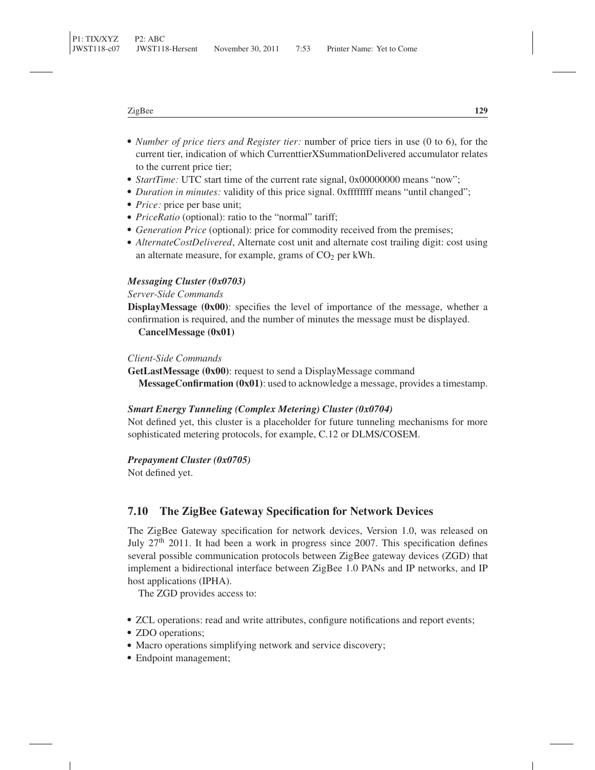- *Number of price tiers and Register tier:* number of price tiers in use (0 to 6), for the current tier, indication of which CurrenttierXSummationDelivered accumulator relates to the current price tier;
- *StartTime:* UTC start time of the current rate signal, 0x00000000 means "now";
- *Duration in minutes:* validity of this price signal. 0xffffffff means "until changed";
- *Price:* price per base unit;
- *PriceRatio* (optional): ratio to the "normal" tariff;
- *Generation Price* (optional): price for commodity received from the premises;
- *AlternateCostDelivered*, Alternate cost unit and alternate cost trailing digit: cost using an alternate measure, for example, grams of $CO_2$ per kWh.

***Messaging Cluster (0x0703)***

*Server-Side Commands*

**DisplayMessage (0x00)**: specifies the level of importance of the message, whether a confirmation is required, and the number of minutes the message must be displayed.

**CancelMessage (0x01)**

*Client-Side Commands*

**GetLastMessage (0x00)**: request to send a DisplayMessage command

**MessageConfirmation (0x01)**: used to acknowledge a message, provides a timestamp.

***Smart Energy Tunneling (Complex Metering) Cluster (0x0704)***

Not defined yet, this cluster is a placeholder for future tunneling mechanisms for more sophisticated metering protocols, for example, C.12 or DLMS/COSEM.

***Prepayment Cluster (0x0705)***

Not defined yet.

## 7.10 The ZigBee Gateway Specification for Network Devices

The ZigBee Gateway specification for network devices, Version 1.0, was released on July 27th 2011. It had been a work in progress since 2007. This specification defines several possible communication protocols between ZigBee gateway devices (ZGD) that implement a bidirectional interface between ZigBee 1.0 PANs and IP networks, and IP host applications (IPHA).

The ZGD provides access to:

- ZCL operations: read and write attributes, configure notifications and report events;
- ZDO operations;
- Macro operations simplifying network and service discovery;
- Endpoint management;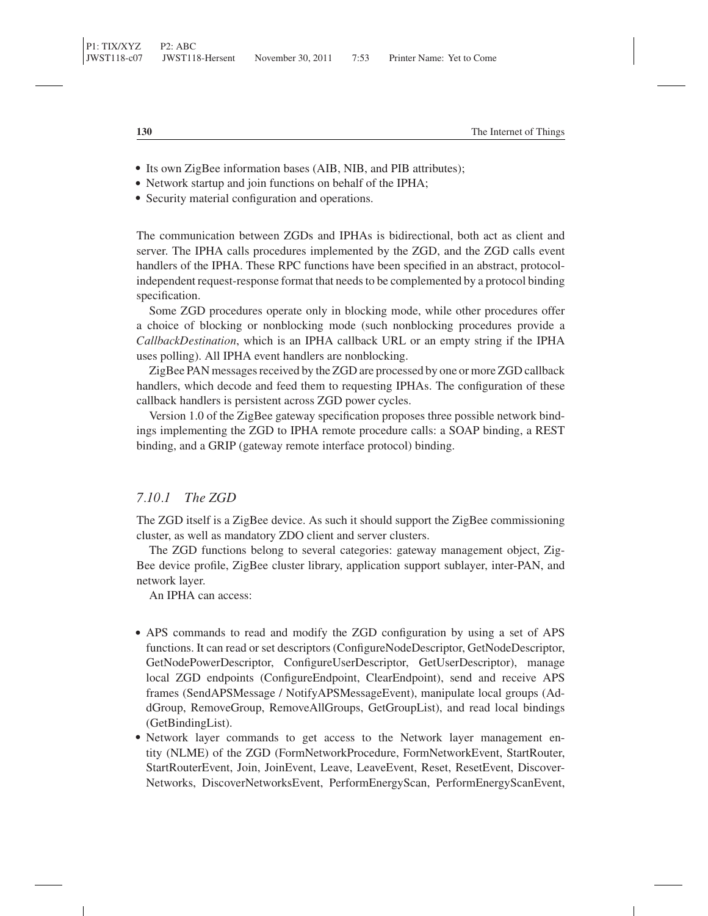- Its own ZigBee information bases (AIB, NIB, and PIB attributes);
- Network startup and join functions on behalf of the IPHA;
- Security material configuration and operations.

The communication between ZGDs and IPHAs is bidirectional, both act as client and server. The IPHA calls procedures implemented by the ZGD, and the ZGD calls event handlers of the IPHA. These RPC functions have been specified in an abstract, protocol-independent request-response format that needs to be complemented by a protocol binding specification.

Some ZGD procedures operate only in blocking mode, while other procedures offer a choice of blocking or nonblocking mode (such nonblocking procedures provide a *CallbackDestination*, which is an IPHA callback URL or an empty string if the IPHA uses polling). All IPHA event handlers are nonblocking.

ZigBee PAN messages received by the ZGD are processed by one or more ZGD callback handlers, which decode and feed them to requesting IPHAs. The configuration of these callback handlers is persistent across ZGD power cycles.

Version 1.0 of the ZigBee gateway specification proposes three possible network bindings implementing the ZGD to IPHA remote procedure calls: a SOAP binding, a REST binding, and a GRIP (gateway remote interface protocol) binding.

### *7.10.1 The ZGD*

The ZGD itself is a ZigBee device. As such it should support the ZigBee commissioning cluster, as well as mandatory ZDO client and server clusters.

The ZGD functions belong to several categories: gateway management object, ZigBee device profile, ZigBee cluster library, application support sublayer, inter-PAN, and network layer.

An IPHA can access:

- APS commands to read and modify the ZGD configuration by using a set of APS functions. It can read or set descriptors (ConfigureNodeDescriptor, GetNodeDescriptor, GetNodePowerDescriptor, ConfigureUserDescriptor, GetUserDescriptor), manage local ZGD endpoints (ConfigureEndpoint, ClearEndpoint), send and receive APS frames (SendAPSMessage / NotifyAPSMessageEvent), manipulate local groups (AddGroup, RemoveGroup, RemoveAllGroups, GetGroupList), and read local bindings (GetBindingList).
- Network layer commands to get access to the Network layer management entity (NLME) of the ZGD (FormNetworkProcedure, FormNetworkEvent, StartRouter, StartRouterEvent, Join, JoinEvent, Leave, LeaveEvent, Reset, ResetEvent, DiscoverNetworks, DiscoverNetworksEvent, PerformEnergyScan, PerformEnergyScanEvent,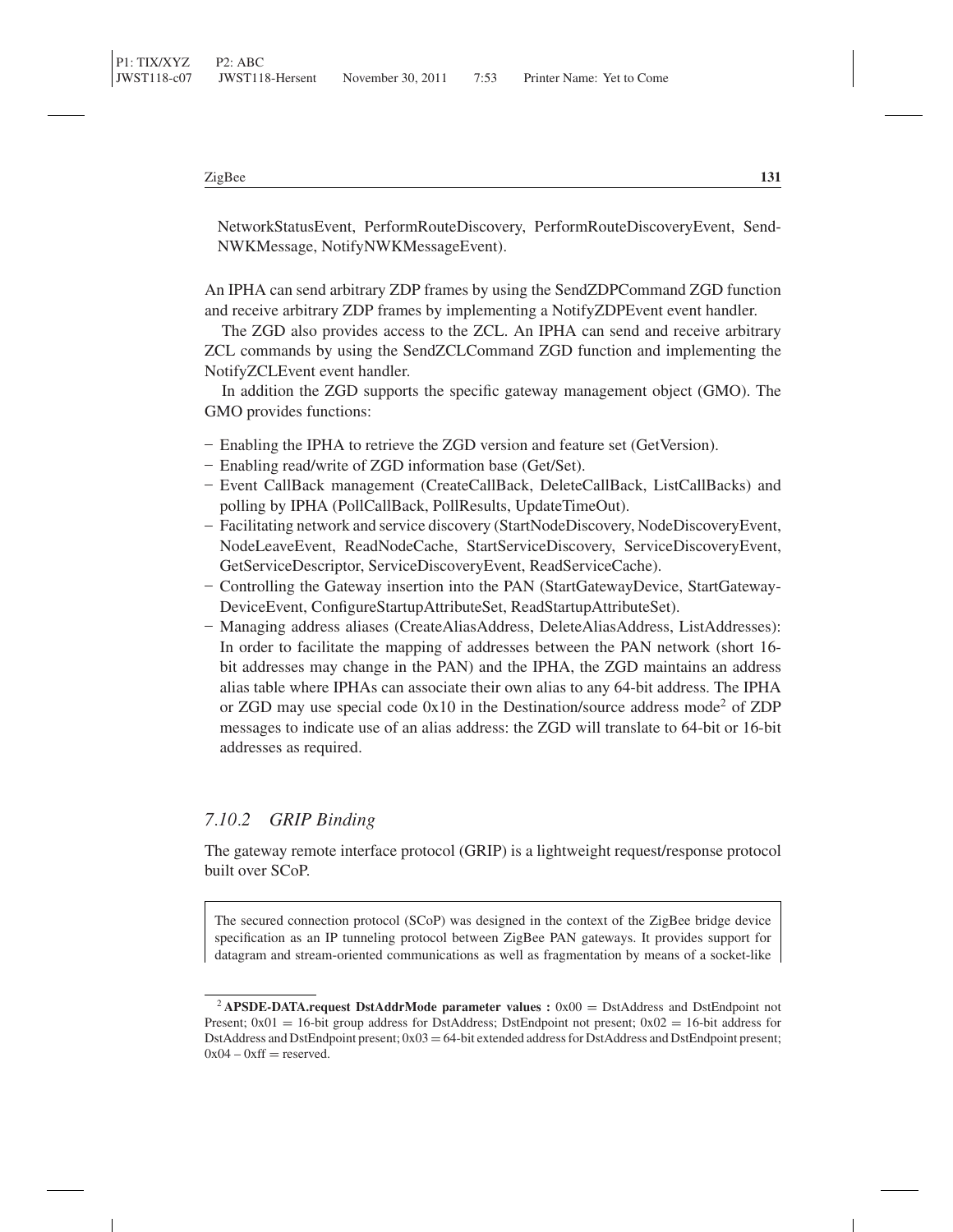NetworkStatusEvent, PerformRouteDiscovery, PerformRouteDiscoveryEvent, SendNWKMessage, NotifyNWKMessageEvent).

An IPHA can send arbitrary ZDP frames by using the SendZDPCommand ZGD function and receive arbitrary ZDP frames by implementing a NotifyZDPEvent event handler.

The ZGD also provides access to the ZCL. An IPHA can send and receive arbitrary ZCL commands by using the SendZCLCommand ZGD function and implementing the NotifyZCLEvent event handler.

In addition the ZGD supports the specific gateway management object (GMO). The GMO provides functions:

- Enabling the IPHA to retrieve the ZGD version and feature set (GetVersion).
- Enabling read/write of ZGD information base (Get/Set).
- Event CallBack management (CreateCallBack, DeleteCallBack, ListCallBacks) and polling by IPHA (PollCallBack, PollResults, UpdateTimeOut).
- Facilitating network and service discovery (StartNodeDiscovery, NodeDiscoveryEvent, NodeLeaveEvent, ReadNodeCache, StartServiceDiscovery, ServiceDiscoveryEvent, GetServiceDescriptor, ServiceDiscoveryEvent, ReadServiceCache).
- Controlling the Gateway insertion into the PAN (StartGatewayDevice, StartGatewayDeviceEvent, ConfigureStartupAttributeSet, ReadStartupAttributeSet).
- Managing address aliases (CreateAliasAddress, DeleteAliasAddress, ListAddresses): In order to facilitate the mapping of addresses between the PAN network (short 16-bit addresses may change in the PAN) and the IPHA, the ZGD maintains an address alias table where IPHAs can associate their own alias to any 64-bit address. The IPHA or ZGD may use special code 0x10 in the Destination/source address mode[2] of ZDP messages to indicate use of an alias address: the ZGD will translate to 64-bit or 16-bit addresses as required.

### *7.10.2 GRIP Binding*

The gateway remote interface protocol (GRIP) is a lightweight request/response protocol built over SCoP.

The secured connection protocol (SCoP) was designed in the context of the ZigBee bridge device specification as an IP tunneling protocol between ZigBee PAN gateways. It provides support for datagram and stream-oriented communications as well as fragmentation by means of a socket-like

[2] **APSDE-DATA.request DstAddrMode parameter values :** 0x00 = DstAddress and DstEndpoint not Present; 0x01 = 16-bit group address for DstAddress; DstEndpoint not present; 0x02 = 16-bit address for DstAddress and DstEndpoint present; 0x03 = 64-bit extended address for DstAddress and DstEndpoint present; 0x04 – 0xff = reserved.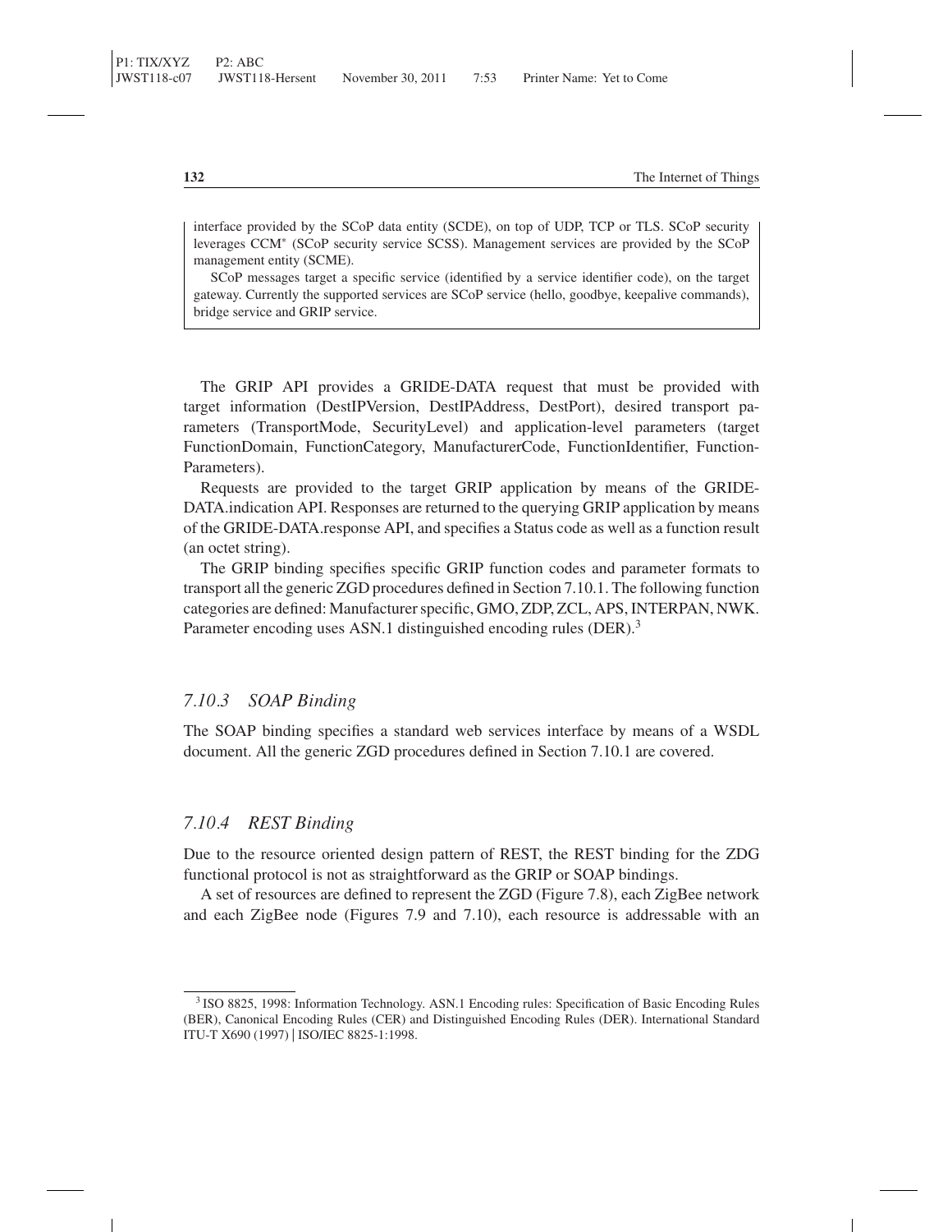interface provided by the SCoP data entity (SCDE), on top of UDP, TCP or TLS. SCoP security leverages CCM* (SCoP security service SCSS). Management services are provided by the SCoP management entity (SCME).

SCoP messages target a specific service (identified by a service identifier code), on the target gateway. Currently the supported services are SCoP service (hello, goodbye, keepalive commands), bridge service and GRIP service.

The GRIP API provides a GRIDE-DATA request that must be provided with target information (DestIPVersion, DestIPAddress, DestPort), desired transport parameters (TransportMode, SecurityLevel) and application-level parameters (target FunctionDomain, FunctionCategory, ManufacturerCode, FunctionIdentifier, Function-Parameters).

Requests are provided to the target GRIP application by means of the GRIDE-DATA.indication API. Responses are returned to the querying GRIP application by means of the GRIDE-DATA.response API, and specifies a Status code as well as a function result (an octet string).

The GRIP binding specifies specific GRIP function codes and parameter formats to transport all the generic ZGD procedures defined in Section 7.10.1. The following function categories are defined: Manufacturer specific, GMO, ZDP, ZCL, APS, INTERPAN, NWK. Parameter encoding uses ASN.1 distinguished encoding rules (DER).[3]

### *7.10.3 SOAP Binding*

The SOAP binding specifies a standard web services interface by means of a WSDL document. All the generic ZGD procedures defined in Section 7.10.1 are covered.

### *7.10.4 REST Binding*

Due to the resource oriented design pattern of REST, the REST binding for the ZDG functional protocol is not as straightforward as the GRIP or SOAP bindings.

A set of resources are defined to represent the ZGD (Figure 7.8), each ZigBee network and each ZigBee node (Figures 7.9 and 7.10), each resource is addressable with an

[3] ISO 8825, 1998: Information Technology. ASN.1 Encoding rules: Specification of Basic Encoding Rules (BER), Canonical Encoding Rules (CER) and Distinguished Encoding Rules (DER). International Standard ITU-T X690 (1997) | ISO/IEC 8825-1:1998.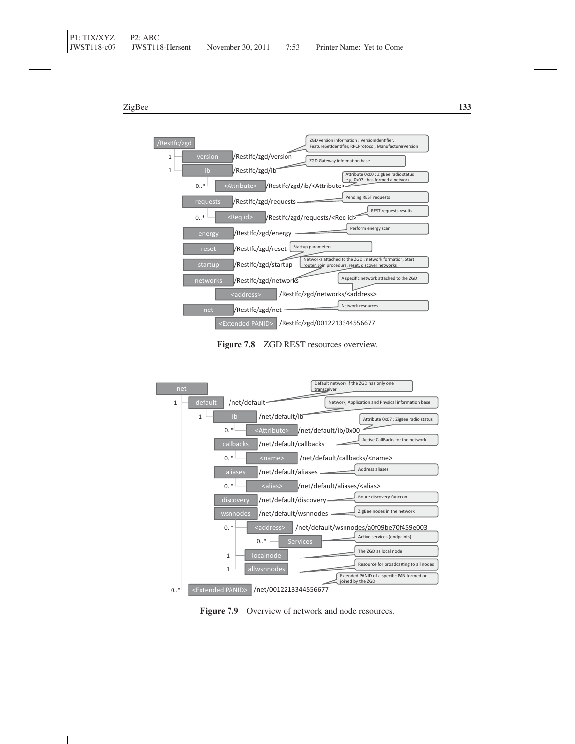- /RestIfc/zgd
  - 1 version — /RestIfc/zgd/version — ZGD version information : VersionIdentifier, FeatureSetIdentifier, RPCProtocol, ManufacturerVersion
  - 1 ib — /RestIfc/zgd/ib — ZGD Gateway information base
    - 0..* <Attribute> — /RestIfc/zgd/ib/<Attribute> — Attribute 0x00 : ZigBee radio status e.g. 0x07 : has formed a network
  - requests — /RestIfc/zgd/requests — Pending REST requests
    - 0..* <Req id> — /RestIfc/zgd/requests/<Req id> — REST requests results
  - energy — /RestIfc/zgd/energy — Perform energy scan
  - reset — /RestIfc/zgd/reset — Startup parameters
  - startup — /RestIfc/zgd/startup — Networks attached to the ZGD : network formation, Start router, Join procedure, reset, discover networks
  - networks — /RestIfc/zgd/networks — A specific network attached to the ZGD
    - <address> — /RestIfc/zgd/networks/<address>
  - net — /RestIfc/zgd/net — Network resources
    - <Extended PANID> — /RestIfc/zgd/0012213344556677

**Figure 7.8** ZGD REST resources overview.

- net
  - 1 default — /net/default — Default network if the ZGD has only one transceiver
    - 1 ib — /net/default/ib — Network, Application and Physical information base
      - 0..* <Attribute> — /net/default/ib/0x00 — Attribute 0x07 : ZigBee radio status
    - callbacks — /net/default/callbacks — Active CallBacks for the network
      - 0..* <name> — /net/default/callbacks/<name>
    - aliases — /net/default/aliases — Address aliases
      - 0..* <alias> — /net/default/aliases/<alias>
    - discovery — /net/default/discovery — Route discovery function
    - wsnnodes — /net/default/wsnnodes — ZigBee nodes in the network
      - 0..* <address> — /net/default/wsnnodes/a0f09be70f459e003
        - 0..* Services — Active services (endpoints)
      - 1 localnode — The ZGD as local node
      - 1 allwsnnodes — Resource for broadcasting to all nodes
  - 0..* <Extended PANID> — /net/0012213344556677 — Extended PANID of a specific PAN formed or joined by the ZGD

**Figure 7.9** Overview of network and node resources.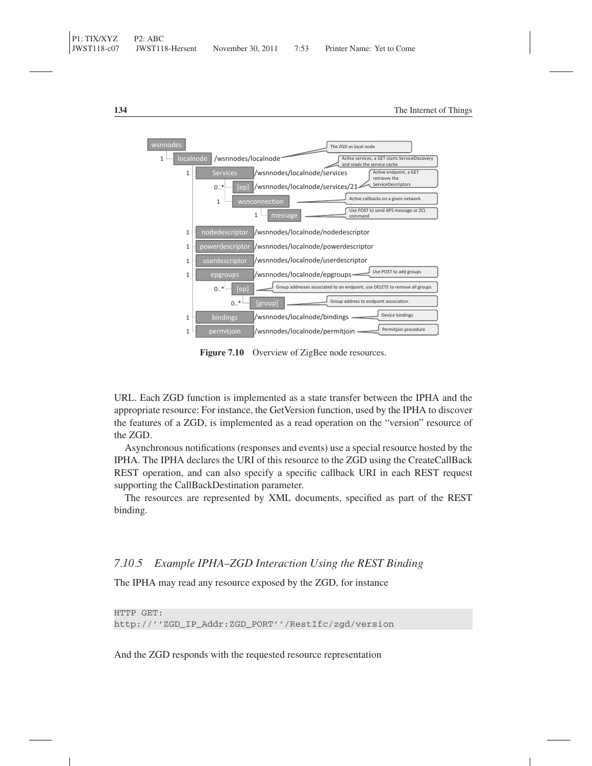wsnnodes
1 localnode /wsnnodes/localnode — The ZGD as local node
1 Services /wsnnodes/localnode/services — Active services, a GET starts ServiceDiscovery and reads the service cache
0..* [ep] /wsnnodes/localnode/services/21 — Active endpoint, a GET retrieves the ServiceDescriptors
1 wsnconnection — Active callbacks on a given network
1 message — Use POST to send APS message or ZCL command
1 nodedescriptor /wsnnodes/localnode/nodedescriptor
1 powerdescriptor /wsnnodes/localnode/powerdescriptor
1 userdescriptor /wsnnodes/localnode/userdescriptor
1 epgroups /wsnnodes/localnode/epgroups — Use POST to add groups
0..* [ep] — Group addresses associated to an endpoint, use DELETE to remove all groups
0..* [group] — Group address to endpoint association
1 bindings /wsnnodes/localnode/bindings — Device bindings
1 permitjoin /wsnnodes/localnode/permitjoin — Permitjoin procedure

**Figure 7.10** Overview of ZigBee node resources.

URL. Each ZGD function is implemented as a state transfer between the IPHA and the appropriate resource: For instance, the GetVersion function, used by the IPHA to discover the features of a ZGD, is implemented as a read operation on the "version" resource of the ZGD.

Asynchronous notifications (responses and events) use a special resource hosted by the IPHA. The IPHA declares the URI of this resource to the ZGD using the CreateCallBack REST operation, and can also specify a specific callback URI in each REST request supporting the CallBackDestination parameter.

The resources are represented by XML documents, specified as part of the REST binding.

### *7.10.5 Example IPHA–ZGD Interaction Using the REST Binding*

The IPHA may read any resource exposed by the ZGD, for instance

```
HTTP GET:
http://''ZGD_IP_Addr:ZGD_PORT''/RestIfc/zgd/version
```

And the ZGD responds with the requested resource representation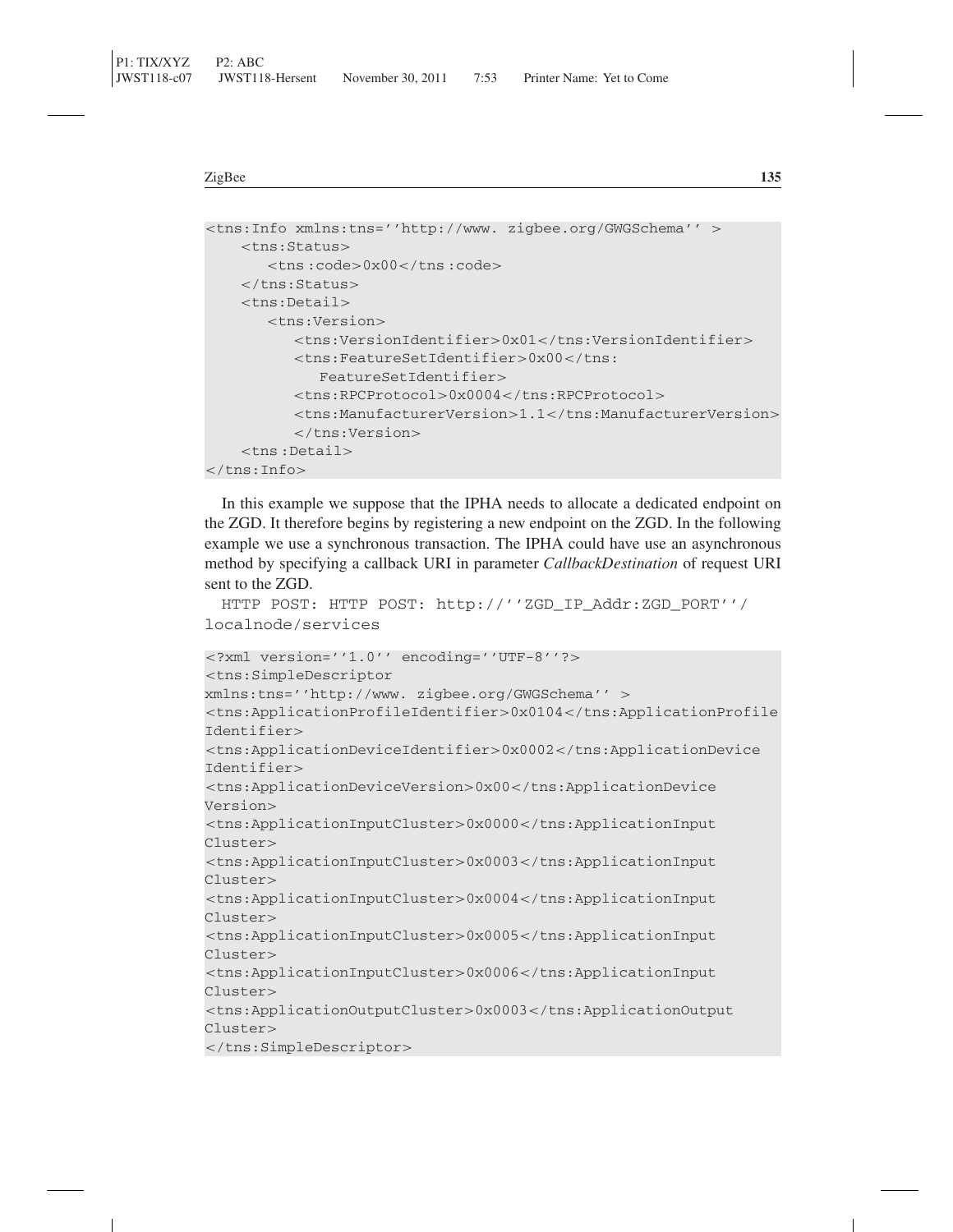```
<tns:Info xmlns:tns=''http://www. zigbee.org/GWGSchema'' >
    <tns:Status>
       <tns :code>0x00</tns :code>
    </tns:Status>
    <tns:Detail>
       <tns:Version>
          <tns:VersionIdentifier>0x01</tns:VersionIdentifier>
          <tns:FeatureSetIdentifier>0x00</tns:
             FeatureSetIdentifier>
          <tns:RPCProtocol>0x0004</tns:RPCProtocol>
          <tns:ManufacturerVersion>1.1</tns:ManufacturerVersion>
          </tns:Version>
    <tns :Detail>
</tns:Info>
```

In this example we suppose that the IPHA needs to allocate a dedicated endpoint on the ZGD. It therefore begins by registering a new endpoint on the ZGD. In the following example we use a synchronous transaction. The IPHA could have use an asynchronous method by specifying a callback URI in parameter *CallbackDestination* of request URI sent to the ZGD.

`HTTP POST: HTTP POST: http://''ZGD_IP_Addr:ZGD_PORT''/localnode/services`

```
<?xml version=''1.0'' encoding=''UTF-8''?>
<tns:SimpleDescriptor
xmlns:tns=''http://www. zigbee.org/GWGSchema'' >
<tns:ApplicationProfileIdentifier>0x0104</tns:ApplicationProfile
Identifier>
<tns:ApplicationDeviceIdentifier>0x0002</tns:ApplicationDevice
Identifier>
<tns:ApplicationDeviceVersion>0x00</tns:ApplicationDevice
Version>
<tns:ApplicationInputCluster>0x0000</tns:ApplicationInput
Cluster>
<tns:ApplicationInputCluster>0x0003</tns:ApplicationInput
Cluster>
<tns:ApplicationInputCluster>0x0004</tns:ApplicationInput
Cluster>
<tns:ApplicationInputCluster>0x0005</tns:ApplicationInput
Cluster>
<tns:ApplicationInputCluster>0x0006</tns:ApplicationInput
Cluster>
<tns:ApplicationOutputCluster>0x0003</tns:ApplicationOutput
Cluster>
</tns:SimpleDescriptor>
```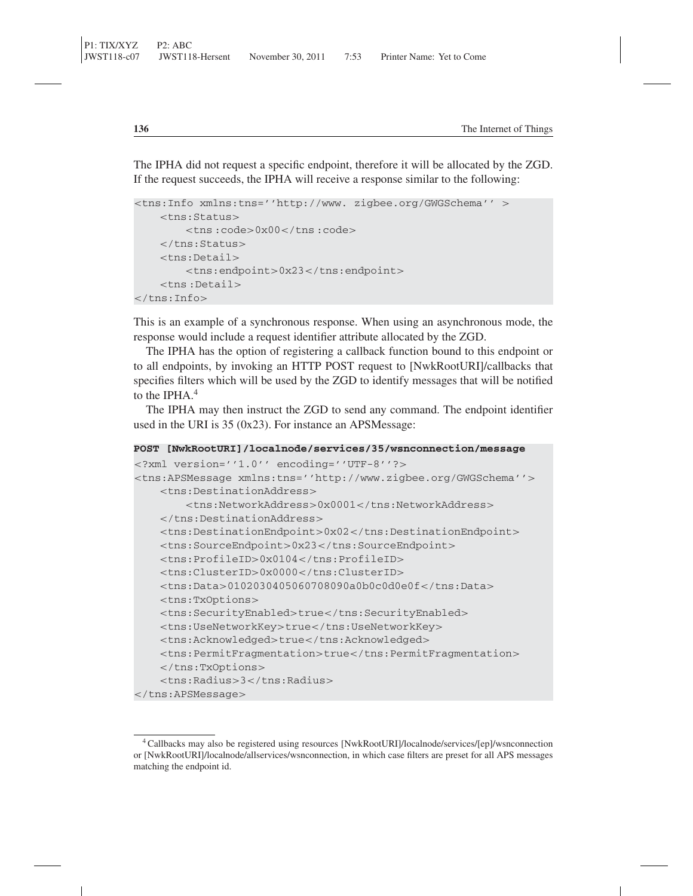The IPHA did not request a specific endpoint, therefore it will be allocated by the ZGD. If the request succeeds, the IPHA will receive a response similar to the following:

```
<tns:Info xmlns:tns=''http://www. zigbee.org/GWGSchema'' >
    <tns:Status>
        <tns :code>0x00</tns :code>
    </tns:Status>
    <tns:Detail>
        <tns:endpoint>0x23</tns:endpoint>
    <tns :Detail>
</tns:Info>
```

This is an example of a synchronous response. When using an asynchronous mode, the response would include a request identifier attribute allocated by the ZGD.

The IPHA has the option of registering a callback function bound to this endpoint or to all endpoints, by invoking an HTTP POST request to [NwkRootURI]/callbacks that specifies filters which will be used by the ZGD to identify messages that will be notified to the IPHA.[4]

The IPHA may then instruct the ZGD to send any command. The endpoint identifier used in the URI is 35 (0x23). For instance an APSMessage:

```
POST [NwkRootURI]/localnode/services/35/wsnconnection/message
<?xml version=''1.0'' encoding=''UTF-8''?>
<tns:APSMessage xmlns:tns=''http://www.zigbee.org/GWGSchema''>
    <tns:DestinationAddress>
        <tns:NetworkAddress>0x0001</tns:NetworkAddress>
    </tns:DestinationAddress>
    <tns:DestinationEndpoint>0x02</tns:DestinationEndpoint>
    <tns:SourceEndpoint>0x23</tns:SourceEndpoint>
    <tns:ProfileID>0x0104</tns:ProfileID>
    <tns:ClusterID>0x0000</tns:ClusterID>
    <tns:Data>0102030405060708090a0b0c0d0e0f</tns:Data>
    <tns:TxOptions>
    <tns:SecurityEnabled>true</tns:SecurityEnabled>
    <tns:UseNetworkKey>true</tns:UseNetworkKey>
    <tns:Acknowledged>true</tns:Acknowledged>
    <tns:PermitFragmentation>true</tns:PermitFragmentation>
    </tns:TxOptions>
    <tns:Radius>3</tns:Radius>
</tns:APSMessage>
```

[4] Callbacks may also be registered using resources [NwkRootURI]/localnode/services/[ep]/wsnconnection or [NwkRootURI]/localnode/allservices/wsnconnection, in which case filters are preset for all APS messages matching the endpoint id.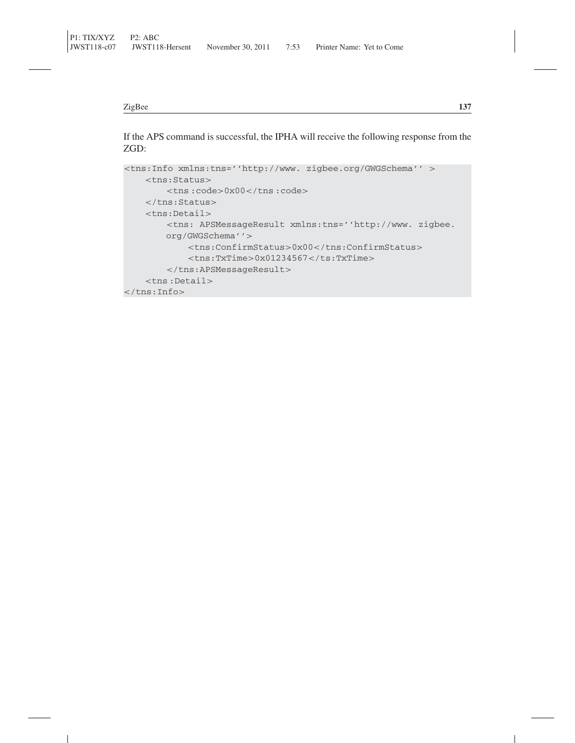If the APS command is successful, the IPHA will receive the following response from the ZGD:

```
<tns:Info xmlns:tns=''http://www. zigbee.org/GWGSchema'' >
    <tns:Status>
        <tns :code>0x00</tns :code>
    </tns:Status>
    <tns:Detail>
        <tns: APSMessageResult xmlns:tns=''http://www. zigbee.
        org/GWGSchema''>
            <tns:ConfirmStatus>0x00</tns:ConfirmStatus>
            <tns:TxTime>0x01234567</ts:TxTime>
        </tns:APSMessageResult>
    <tns :Detail>
</tns:Info>
```